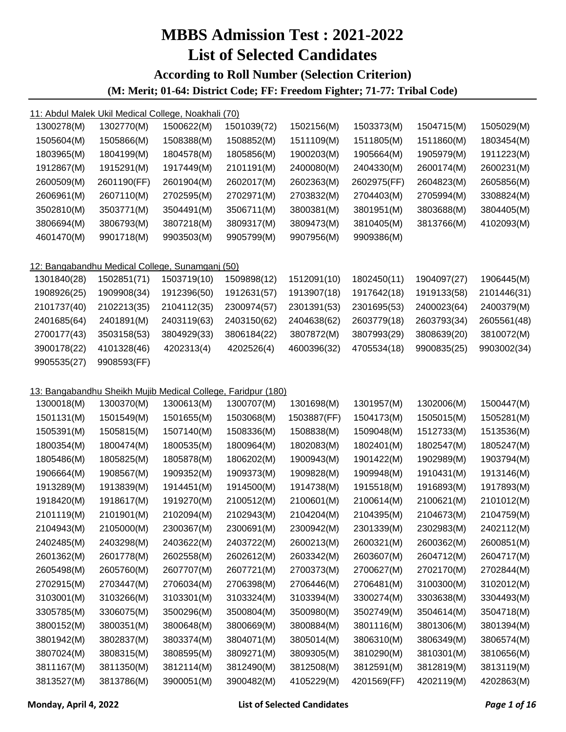# MBBS Admission Test : 2021-2022

# List of Selected Candidates

### According to Roll Number (Selection Criterion)

#### (M: Merit; 01-64: District Code; FF: Freedom Fighter; 71-77: Tribal Code)

11: Abdul Malek Ukil Medical College, Noakhali (70)

| | | | | | | | |
|---|---|---|---|---|---|---|---|
| 1300278(M) | 1302770(M) | 1500622(M) | 1501039(72) | 1502156(M) | 1503373(M) | 1504715(M) | 1505029(M) |
| 1505604(M) | 1505866(M) | 1508388(M) | 1508852(M) | 1511109(M) | 1511805(M) | 1511860(M) | 1803454(M) |
| 1803965(M) | 1804199(M) | 1804578(M) | 1805856(M) | 1900203(M) | 1905664(M) | 1905979(M) | 1911223(M) |
| 1912867(M) | 1915291(M) | 1917449(M) | 2101191(M) | 2400080(M) | 2404330(M) | 2600174(M) | 2600231(M) |
| 2600509(M) | 2601190(FF) | 2601904(M) | 2602017(M) | 2602363(M) | 2602975(FF) | 2604823(M) | 2605856(M) |
| 2606961(M) | 2607110(M) | 2702595(M) | 2702971(M) | 2703832(M) | 2704403(M) | 2705994(M) | 3308824(M) |
| 3502810(M) | 3503771(M) | 3504491(M) | 3506711(M) | 3800381(M) | 3801951(M) | 3803688(M) | 3804405(M) |
| 3806694(M) | 3806793(M) | 3807218(M) | 3809317(M) | 3809473(M) | 3810405(M) | 3813766(M) | 4102093(M) |
| 4601470(M) | 9901718(M) | 9903503(M) | 9905799(M) | 9907956(M) | 9909386(M) | | |

12: Bangabandhu Medical College, Sunamganj (50)

| | | | | | | | |
|---|---|---|---|---|---|---|---|
| 1301840(28) | 1502851(71) | 1503719(10) | 1509898(12) | 1512091(10) | 1802450(11) | 1904097(27) | 1906445(M) |
| 1908926(25) | 1909908(34) | 1912396(50) | 1912631(57) | 1913907(18) | 1917642(18) | 1919133(58) | 2101446(31) |
| 2101737(40) | 2102213(35) | 2104112(35) | 2300974(57) | 2301391(53) | 2301695(53) | 2400023(64) | 2400379(M) |
| 2401685(64) | 2401891(M) | 2403119(63) | 2403150(62) | 2404638(62) | 2603779(18) | 2603793(34) | 2605561(48) |
| 2700177(43) | 3503158(53) | 3804929(33) | 3806184(22) | 3807872(M) | 3807993(29) | 3808639(20) | 3810072(M) |
| 3900178(22) | 4101328(46) | 4202313(4) | 4202526(4) | 4600396(32) | 4705534(18) | 9900835(25) | 9903002(34) |
| 9905535(27) | 9908593(FF) | | | | | | |

13: Bangabandhu Sheikh Mujib Medical College, Faridpur (180)

| | | | | | | | |
|---|---|---|---|---|---|---|---|
| 1300018(M) | 1300370(M) | 1300613(M) | 1300707(M) | 1301698(M) | 1301957(M) | 1302006(M) | 1500447(M) |
| 1501131(M) | 1501549(M) | 1501655(M) | 1503068(M) | 1503887(FF) | 1504173(M) | 1505015(M) | 1505281(M) |
| 1505391(M) | 1505815(M) | 1507140(M) | 1508336(M) | 1508838(M) | 1509048(M) | 1512733(M) | 1513536(M) |
| 1800354(M) | 1800474(M) | 1800535(M) | 1800964(M) | 1802083(M) | 1802401(M) | 1802547(M) | 1805247(M) |
| 1805486(M) | 1805825(M) | 1805878(M) | 1806202(M) | 1900943(M) | 1901422(M) | 1902989(M) | 1903794(M) |
| 1906664(M) | 1908567(M) | 1909352(M) | 1909373(M) | 1909828(M) | 1909948(M) | 1910431(M) | 1913146(M) |
| 1913289(M) | 1913839(M) | 1914451(M) | 1914500(M) | 1914738(M) | 1915518(M) | 1916893(M) | 1917893(M) |
| 1918420(M) | 1918617(M) | 1919270(M) | 2100512(M) | 2100601(M) | 2100614(M) | 2100621(M) | 2101012(M) |
| 2101119(M) | 2101901(M) | 2102094(M) | 2102943(M) | 2104204(M) | 2104395(M) | 2104673(M) | 2104759(M) |
| 2104943(M) | 2105000(M) | 2300367(M) | 2300691(M) | 2300942(M) | 2301339(M) | 2302983(M) | 2402112(M) |
| 2402485(M) | 2403298(M) | 2403622(M) | 2403722(M) | 2600213(M) | 2600321(M) | 2600362(M) | 2600851(M) |
| 2601362(M) | 2601778(M) | 2602558(M) | 2602612(M) | 2603342(M) | 2603607(M) | 2604712(M) | 2604717(M) |
| 2605498(M) | 2605760(M) | 2607707(M) | 2607721(M) | 2700373(M) | 2700627(M) | 2702170(M) | 2702844(M) |
| 2702915(M) | 2703447(M) | 2706034(M) | 2706398(M) | 2706446(M) | 2706481(M) | 3100300(M) | 3102012(M) |
| 3103001(M) | 3103266(M) | 3103301(M) | 3103324(M) | 3103394(M) | 3300274(M) | 3303638(M) | 3304493(M) |
| 3305785(M) | 3306075(M) | 3500296(M) | 3500804(M) | 3500980(M) | 3502749(M) | 3504614(M) | 3504718(M) |
| 3800152(M) | 3800351(M) | 3800648(M) | 3800669(M) | 3800884(M) | 3801116(M) | 3801306(M) | 3801394(M) |
| 3801942(M) | 3802837(M) | 3803374(M) | 3804071(M) | 3805014(M) | 3806310(M) | 3806349(M) | 3806574(M) |
| 3807024(M) | 3808315(M) | 3808595(M) | 3809271(M) | 3809305(M) | 3810290(M) | 3810301(M) | 3810656(M) |
| 3811167(M) | 3811350(M) | 3812114(M) | 3812490(M) | 3812508(M) | 3812591(M) | 3812819(M) | 3813119(M) |
| 3813527(M) | 3813786(M) | 3900051(M) | 3900482(M) | 4105229(M) | 4201569(FF) | 4202119(M) | 4202863(M) |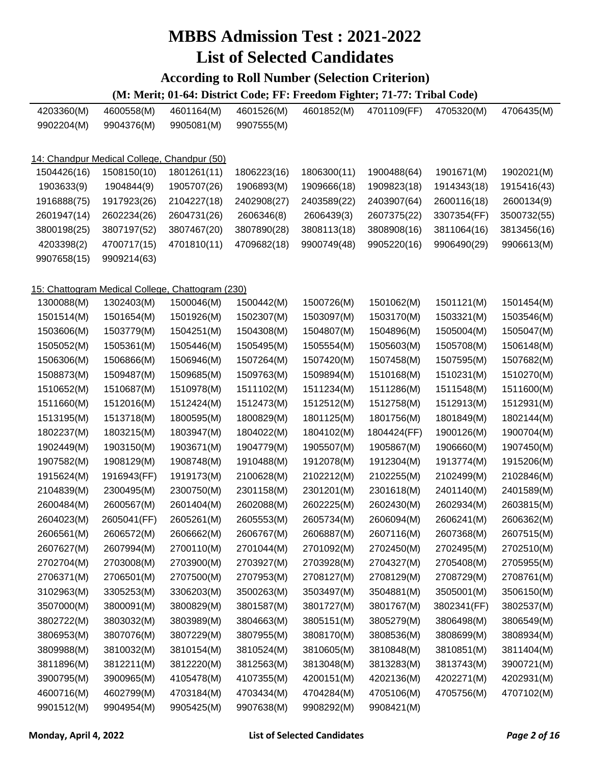# MBBS Admission Test : 2021-2022

# List of Selected Candidates

### According to Roll Number (Selection Criterion)

#### (M: Merit; 01-64: District Code; FF: Freedom Fighter; 71-77: Tribal Code)

| | | | | | | | |
|---|---|---|---|---|---|---|---|
| 4203360(M) | 4600558(M) | 4601164(M) | 4601526(M) | 4601852(M) | 4701109(FF) | 4705320(M) | 4706435(M) |
| 9902204(M) | 9904376(M) | 9905081(M) | 9907555(M) | | | | |

14: Chandpur Medical College, Chandpur (50)

| | | | | | | | |
|---|---|---|---|---|---|---|---|
| 1504426(16) | 1508150(10) | 1801261(11) | 1806223(16) | 1806300(11) | 1900488(64) | 1901671(M) | 1902021(M) |
| 1903633(9) | 1904844(9) | 1905707(26) | 1906893(M) | 1909666(18) | 1909823(18) | 1914343(18) | 1915416(43) |
| 1916888(75) | 1917923(26) | 2104227(18) | 2402908(27) | 2403589(22) | 2403907(64) | 2600116(18) | 2600134(9) |
| 2601947(14) | 2602234(26) | 2604731(26) | 2606346(8) | 2606439(3) | 2607375(22) | 3307354(FF) | 3500732(55) |
| 3800198(25) | 3807197(52) | 3807467(20) | 3807890(28) | 3808113(18) | 3808908(16) | 3811064(16) | 3813456(16) |
| 4203398(2) | 4700717(15) | 4701810(11) | 4709682(18) | 9900749(48) | 9905220(16) | 9906490(29) | 9906613(M) |
| 9907658(15) | 9909214(63) | | | | | | |

15: Chattogram Medical College, Chattogram (230)

| | | | | | | | |
|---|---|---|---|---|---|---|---|
| 1300088(M) | 1302403(M) | 1500046(M) | 1500442(M) | 1500726(M) | 1501062(M) | 1501121(M) | 1501454(M) |
| 1501514(M) | 1501654(M) | 1501926(M) | 1502307(M) | 1503097(M) | 1503170(M) | 1503321(M) | 1503546(M) |
| 1503606(M) | 1503779(M) | 1504251(M) | 1504308(M) | 1504807(M) | 1504896(M) | 1505004(M) | 1505047(M) |
| 1505052(M) | 1505361(M) | 1505446(M) | 1505495(M) | 1505554(M) | 1505603(M) | 1505708(M) | 1506148(M) |
| 1506306(M) | 1506866(M) | 1506946(M) | 1507264(M) | 1507420(M) | 1507458(M) | 1507595(M) | 1507682(M) |
| 1508873(M) | 1509487(M) | 1509685(M) | 1509763(M) | 1509894(M) | 1510168(M) | 1510231(M) | 1510270(M) |
| 1510652(M) | 1510687(M) | 1510978(M) | 1511102(M) | 1511234(M) | 1511286(M) | 1511548(M) | 1511600(M) |
| 1511660(M) | 1512016(M) | 1512424(M) | 1512473(M) | 1512512(M) | 1512758(M) | 1512913(M) | 1512931(M) |
| 1513195(M) | 1513718(M) | 1800595(M) | 1800829(M) | 1801125(M) | 1801756(M) | 1801849(M) | 1802144(M) |
| 1802237(M) | 1803215(M) | 1803947(M) | 1804022(M) | 1804102(M) | 1804424(FF) | 1900126(M) | 1900704(M) |
| 1902449(M) | 1903150(M) | 1903671(M) | 1904779(M) | 1905507(M) | 1905867(M) | 1906660(M) | 1907450(M) |
| 1907582(M) | 1908129(M) | 1908748(M) | 1910488(M) | 1912078(M) | 1912304(M) | 1913774(M) | 1915206(M) |
| 1915624(M) | 1916943(FF) | 1919173(M) | 2100628(M) | 2102212(M) | 2102255(M) | 2102499(M) | 2102846(M) |
| 2104839(M) | 2300495(M) | 2300750(M) | 2301158(M) | 2301201(M) | 2301618(M) | 2401140(M) | 2401589(M) |
| 2600484(M) | 2600567(M) | 2601404(M) | 2602088(M) | 2602225(M) | 2602430(M) | 2602934(M) | 2603815(M) |
| 2604023(M) | 2605041(FF) | 2605261(M) | 2605553(M) | 2605734(M) | 2606094(M) | 2606241(M) | 2606362(M) |
| 2606561(M) | 2606572(M) | 2606662(M) | 2606767(M) | 2606887(M) | 2607116(M) | 2607368(M) | 2607515(M) |
| 2607627(M) | 2607994(M) | 2700110(M) | 2701044(M) | 2701092(M) | 2702450(M) | 2702495(M) | 2702510(M) |
| 2702704(M) | 2703008(M) | 2703900(M) | 2703927(M) | 2703928(M) | 2704327(M) | 2705408(M) | 2705955(M) |
| 2706371(M) | 2706501(M) | 2707500(M) | 2707953(M) | 2708127(M) | 2708129(M) | 2708729(M) | 2708761(M) |
| 3102963(M) | 3305253(M) | 3306203(M) | 3500263(M) | 3503497(M) | 3504881(M) | 3505001(M) | 3506150(M) |
| 3507000(M) | 3800091(M) | 3800829(M) | 3801587(M) | 3801727(M) | 3801767(M) | 3802341(FF) | 3802537(M) |
| 3802722(M) | 3803032(M) | 3803989(M) | 3804663(M) | 3805151(M) | 3805279(M) | 3806498(M) | 3806549(M) |
| 3806953(M) | 3807076(M) | 3807229(M) | 3807955(M) | 3808170(M) | 3808536(M) | 3808699(M) | 3808934(M) |
| 3809988(M) | 3810032(M) | 3810154(M) | 3810524(M) | 3810605(M) | 3810848(M) | 3810851(M) | 3811404(M) |
| 3811896(M) | 3812211(M) | 3812220(M) | 3812563(M) | 3813048(M) | 3813283(M) | 3813743(M) | 3900721(M) |
| 3900795(M) | 3900965(M) | 4105478(M) | 4107355(M) | 4200151(M) | 4202136(M) | 4202271(M) | 4202931(M) |
| 4600716(M) | 4602799(M) | 4703184(M) | 4703434(M) | 4704284(M) | 4705106(M) | 4705756(M) | 4707102(M) |
| 9901512(M) | 9904954(M) | 9905425(M) | 9907638(M) | 9908292(M) | 9908421(M) | | |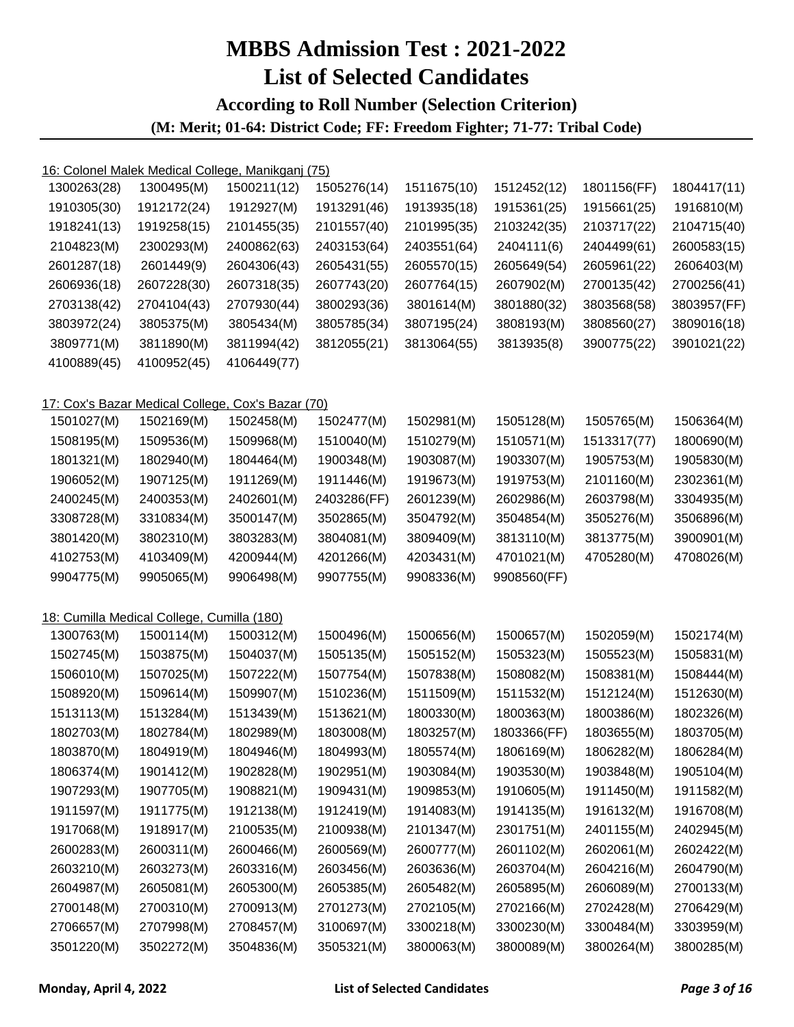# MBBS Admission Test : 2021-2022

# List of Selected Candidates

### According to Roll Number (Selection Criterion)

**(M: Merit; 01-64: District Code; FF: Freedom Fighter; 71-77: Tribal Code)**

16: Colonel Malek Medical College, Manikganj (75)

| | | | | | | | |
|---|---|---|---|---|---|---|---|
| 1300263(28) | 1300495(M) | 1500211(12) | 1505276(14) | 1511675(10) | 1512452(12) | 1801156(FF) | 1804417(11) |
| 1910305(30) | 1912172(24) | 1912927(M) | 1913291(46) | 1913935(18) | 1915361(25) | 1915661(25) | 1916810(M) |
| 1918241(13) | 1919258(15) | 2101455(35) | 2101557(40) | 2101995(35) | 2103242(35) | 2103717(22) | 2104715(40) |
| 2104823(M) | 2300293(M) | 2400862(63) | 2403153(64) | 2403551(64) | 2404111(6) | 2404499(61) | 2600583(15) |
| 2601287(18) | 2601449(9) | 2604306(43) | 2605431(55) | 2605570(15) | 2605649(54) | 2605961(22) | 2606403(M) |
| 2606936(18) | 2607228(30) | 2607318(35) | 2607743(20) | 2607764(15) | 2607902(M) | 2700135(42) | 2700256(41) |
| 2703138(42) | 2704104(43) | 2707930(44) | 3800293(36) | 3801614(M) | 3801880(32) | 3803568(58) | 3803957(FF) |
| 3803972(24) | 3805375(M) | 3805434(M) | 3805785(34) | 3807195(24) | 3808193(M) | 3808560(27) | 3809016(18) |
| 3809771(M) | 3811890(M) | 3811994(42) | 3812055(21) | 3813064(55) | 3813935(8) | 3900775(22) | 3901021(22) |
| 4100889(45) | 4100952(45) | 4106449(77) | | | | | |

17: Cox's Bazar Medical College, Cox's Bazar (70)

| | | | | | | | |
|---|---|---|---|---|---|---|---|
| 1501027(M) | 1502169(M) | 1502458(M) | 1502477(M) | 1502981(M) | 1505128(M) | 1505765(M) | 1506364(M) |
| 1508195(M) | 1509536(M) | 1509968(M) | 1510040(M) | 1510279(M) | 1510571(M) | 1513317(77) | 1800690(M) |
| 1801321(M) | 1802940(M) | 1804464(M) | 1900348(M) | 1903087(M) | 1903307(M) | 1905753(M) | 1905830(M) |
| 1906052(M) | 1907125(M) | 1911269(M) | 1911446(M) | 1919673(M) | 1919753(M) | 2101160(M) | 2302361(M) |
| 2400245(M) | 2400353(M) | 2402601(M) | 2403286(FF) | 2601239(M) | 2602986(M) | 2603798(M) | 3304935(M) |
| 3308728(M) | 3310834(M) | 3500147(M) | 3502865(M) | 3504792(M) | 3504854(M) | 3505276(M) | 3506896(M) |
| 3801420(M) | 3802310(M) | 3803283(M) | 3804081(M) | 3809409(M) | 3813110(M) | 3813775(M) | 3900901(M) |
| 4102753(M) | 4103409(M) | 4200944(M) | 4201266(M) | 4203431(M) | 4701021(M) | 4705280(M) | 4708026(M) |
| 9904775(M) | 9905065(M) | 9906498(M) | 9907755(M) | 9908336(M) | 9908560(FF) | | |

18: Cumilla Medical College, Cumilla (180)

| | | | | | | | |
|---|---|---|---|---|---|---|---|
| 1300763(M) | 1500114(M) | 1500312(M) | 1500496(M) | 1500656(M) | 1500657(M) | 1502059(M) | 1502174(M) |
| 1502745(M) | 1503875(M) | 1504037(M) | 1505135(M) | 1505152(M) | 1505323(M) | 1505523(M) | 1505831(M) |
| 1506010(M) | 1507025(M) | 1507222(M) | 1507754(M) | 1507838(M) | 1508082(M) | 1508381(M) | 1508444(M) |
| 1508920(M) | 1509614(M) | 1509907(M) | 1510236(M) | 1511509(M) | 1511532(M) | 1512124(M) | 1512630(M) |
| 1513113(M) | 1513284(M) | 1513439(M) | 1513621(M) | 1800330(M) | 1800363(M) | 1800386(M) | 1802326(M) |
| 1802703(M) | 1802784(M) | 1802989(M) | 1803008(M) | 1803257(M) | 1803366(FF) | 1803655(M) | 1803705(M) |
| 1803870(M) | 1804919(M) | 1804946(M) | 1804993(M) | 1805574(M) | 1806169(M) | 1806282(M) | 1806284(M) |
| 1806374(M) | 1901412(M) | 1902828(M) | 1902951(M) | 1903084(M) | 1903530(M) | 1903848(M) | 1905104(M) |
| 1907293(M) | 1907705(M) | 1908821(M) | 1909431(M) | 1909853(M) | 1910605(M) | 1911450(M) | 1911582(M) |
| 1911597(M) | 1911775(M) | 1912138(M) | 1912419(M) | 1914083(M) | 1914135(M) | 1916132(M) | 1916708(M) |
| 1917068(M) | 1918917(M) | 2100535(M) | 2100938(M) | 2101347(M) | 2301751(M) | 2401155(M) | 2402945(M) |
| 2600283(M) | 2600311(M) | 2600466(M) | 2600569(M) | 2600777(M) | 2601102(M) | 2602061(M) | 2602422(M) |
| 2603210(M) | 2603273(M) | 2603316(M) | 2603456(M) | 2603636(M) | 2603704(M) | 2604216(M) | 2604790(M) |
| 2604987(M) | 2605081(M) | 2605300(M) | 2605385(M) | 2605482(M) | 2605895(M) | 2606089(M) | 2700133(M) |
| 2700148(M) | 2700310(M) | 2700913(M) | 2701273(M) | 2702105(M) | 2702166(M) | 2702428(M) | 2706429(M) |
| 2706657(M) | 2707998(M) | 2708457(M) | 3100697(M) | 3300218(M) | 3300230(M) | 3300484(M) | 3303959(M) |
| 3501220(M) | 3502272(M) | 3504836(M) | 3505321(M) | 3800063(M) | 3800089(M) | 3800264(M) | 3800285(M) |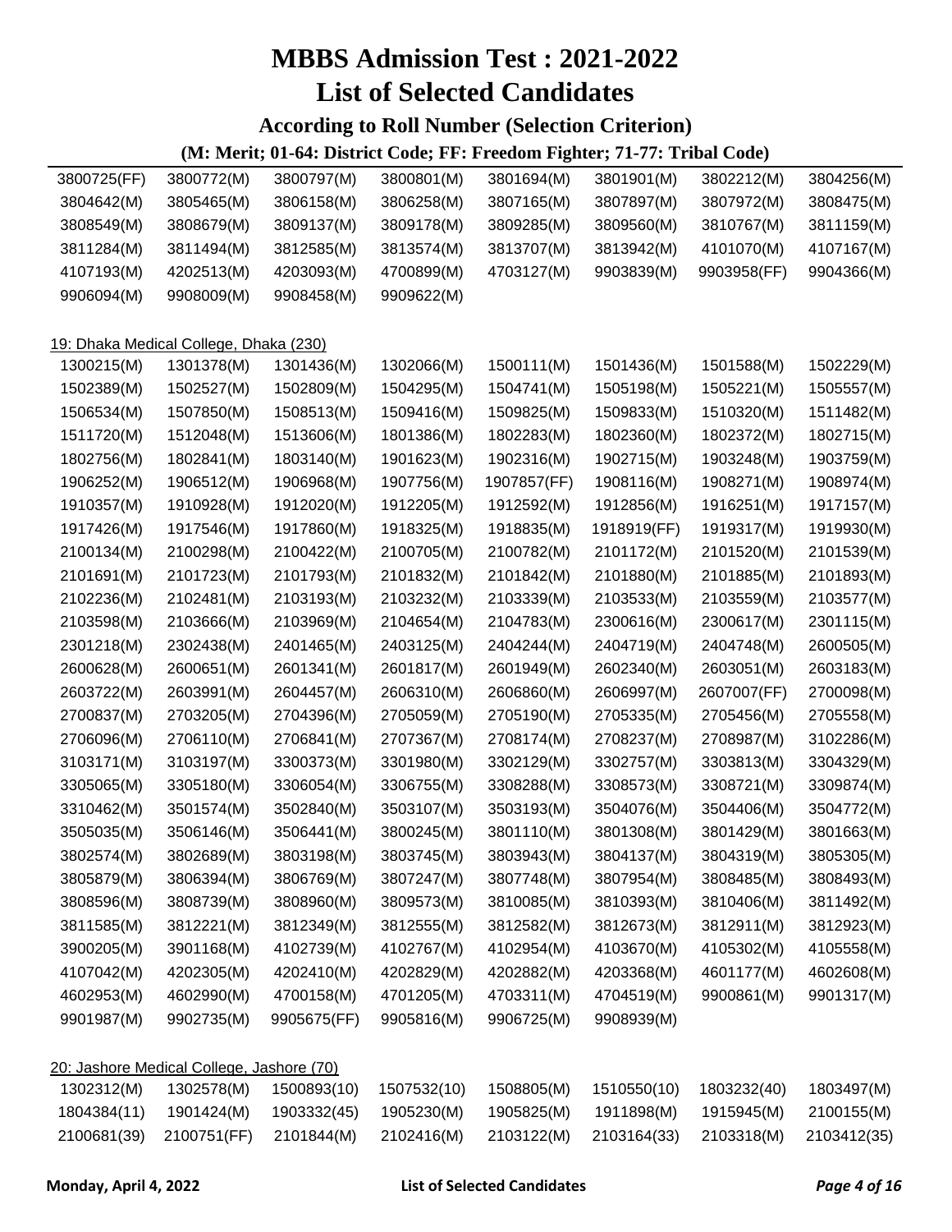# MBBS Admission Test : 2021-2022

# List of Selected Candidates

### According to Roll Number (Selection Criterion)

**(M: Merit; 01-64: District Code; FF: Freedom Fighter; 71-77: Tribal Code)**

| | | | | | | | |
|---|---|---|---|---|---|---|---|
| 3800725(FF) | 3800772(M) | 3800797(M) | 3800801(M) | 3801694(M) | 3801901(M) | 3802212(M) | 3804256(M) |
| 3804642(M) | 3805465(M) | 3806158(M) | 3806258(M) | 3807165(M) | 3807897(M) | 3807972(M) | 3808475(M) |
| 3808549(M) | 3808679(M) | 3809137(M) | 3809178(M) | 3809285(M) | 3809560(M) | 3810767(M) | 3811159(M) |
| 3811284(M) | 3811494(M) | 3812585(M) | 3813574(M) | 3813707(M) | 3813942(M) | 4101070(M) | 4107167(M) |
| 4107193(M) | 4202513(M) | 4203093(M) | 4700899(M) | 4703127(M) | 9903839(M) | 9903958(FF) | 9904366(M) |
| 9906094(M) | 9908009(M) | 9908458(M) | 9909622(M) | | | | |

19: Dhaka Medical College, Dhaka (230)

| | | | | | | | |
|---|---|---|---|---|---|---|---|
| 1300215(M) | 1301378(M) | 1301436(M) | 1302066(M) | 1500111(M) | 1501436(M) | 1501588(M) | 1502229(M) |
| 1502389(M) | 1502527(M) | 1502809(M) | 1504295(M) | 1504741(M) | 1505198(M) | 1505221(M) | 1505557(M) |
| 1506534(M) | 1507850(M) | 1508513(M) | 1509416(M) | 1509825(M) | 1509833(M) | 1510320(M) | 1511482(M) |
| 1511720(M) | 1512048(M) | 1513606(M) | 1801386(M) | 1802283(M) | 1802360(M) | 1802372(M) | 1802715(M) |
| 1802756(M) | 1802841(M) | 1803140(M) | 1901623(M) | 1902316(M) | 1902715(M) | 1903248(M) | 1903759(M) |
| 1906252(M) | 1906512(M) | 1906968(M) | 1907756(M) | 1907857(FF) | 1908116(M) | 1908271(M) | 1908974(M) |
| 1910357(M) | 1910928(M) | 1912020(M) | 1912205(M) | 1912592(M) | 1912856(M) | 1916251(M) | 1917157(M) |
| 1917426(M) | 1917546(M) | 1917860(M) | 1918325(M) | 1918835(M) | 1918919(FF) | 1919317(M) | 1919930(M) |
| 2100134(M) | 2100298(M) | 2100422(M) | 2100705(M) | 2100782(M) | 2101172(M) | 2101520(M) | 2101539(M) |
| 2101691(M) | 2101723(M) | 2101793(M) | 2101832(M) | 2101842(M) | 2101880(M) | 2101885(M) | 2101893(M) |
| 2102236(M) | 2102481(M) | 2103193(M) | 2103232(M) | 2103339(M) | 2103533(M) | 2103559(M) | 2103577(M) |
| 2103598(M) | 2103666(M) | 2103969(M) | 2104654(M) | 2104783(M) | 2300616(M) | 2300617(M) | 2301115(M) |
| 2301218(M) | 2302438(M) | 2401465(M) | 2403125(M) | 2404244(M) | 2404719(M) | 2404748(M) | 2600505(M) |
| 2600628(M) | 2600651(M) | 2601341(M) | 2601817(M) | 2601949(M) | 2602340(M) | 2603051(M) | 2603183(M) |
| 2603722(M) | 2603991(M) | 2604457(M) | 2606310(M) | 2606860(M) | 2606997(M) | 2607007(FF) | 2700098(M) |
| 2700837(M) | 2703205(M) | 2704396(M) | 2705059(M) | 2705190(M) | 2705335(M) | 2705456(M) | 2705558(M) |
| 2706096(M) | 2706110(M) | 2706841(M) | 2707367(M) | 2708174(M) | 2708237(M) | 2708987(M) | 3102286(M) |
| 3103171(M) | 3103197(M) | 3300373(M) | 3301980(M) | 3302129(M) | 3302757(M) | 3303813(M) | 3304329(M) |
| 3305065(M) | 3305180(M) | 3306054(M) | 3306755(M) | 3308288(M) | 3308573(M) | 3308721(M) | 3309874(M) |
| 3310462(M) | 3501574(M) | 3502840(M) | 3503107(M) | 3503193(M) | 3504076(M) | 3504406(M) | 3504772(M) |
| 3505035(M) | 3506146(M) | 3506441(M) | 3800245(M) | 3801110(M) | 3801308(M) | 3801429(M) | 3801663(M) |
| 3802574(M) | 3802689(M) | 3803198(M) | 3803745(M) | 3803943(M) | 3804137(M) | 3804319(M) | 3805305(M) |
| 3805879(M) | 3806394(M) | 3806769(M) | 3807247(M) | 3807748(M) | 3807954(M) | 3808485(M) | 3808493(M) |
| 3808596(M) | 3808739(M) | 3808960(M) | 3809573(M) | 3810085(M) | 3810393(M) | 3810406(M) | 3811492(M) |
| 3811585(M) | 3812221(M) | 3812349(M) | 3812555(M) | 3812582(M) | 3812673(M) | 3812911(M) | 3812923(M) |
| 3900205(M) | 3901168(M) | 4102739(M) | 4102767(M) | 4102954(M) | 4103670(M) | 4105302(M) | 4105558(M) |
| 4107042(M) | 4202305(M) | 4202410(M) | 4202829(M) | 4202882(M) | 4203368(M) | 4601177(M) | 4602608(M) |
| 4602953(M) | 4602990(M) | 4700158(M) | 4701205(M) | 4703311(M) | 4704519(M) | 9900861(M) | 9901317(M) |
| 9901987(M) | 9902735(M) | 9905675(FF) | 9905816(M) | 9906725(M) | 9908939(M) | | |

20: Jashore Medical College, Jashore (70)

| | | | | | | | |
|---|---|---|---|---|---|---|---|
| 1302312(M) | 1302578(M) | 1500893(10) | 1507532(10) | 1508805(M) | 1510550(10) | 1803232(40) | 1803497(M) |
| 1804384(11) | 1901424(M) | 1903332(45) | 1905230(M) | 1905825(M) | 1911898(M) | 1915945(M) | 2100155(M) |
| 2100681(39) | 2100751(FF) | 2101844(M) | 2102416(M) | 2103122(M) | 2103164(33) | 2103318(M) | 2103412(35) |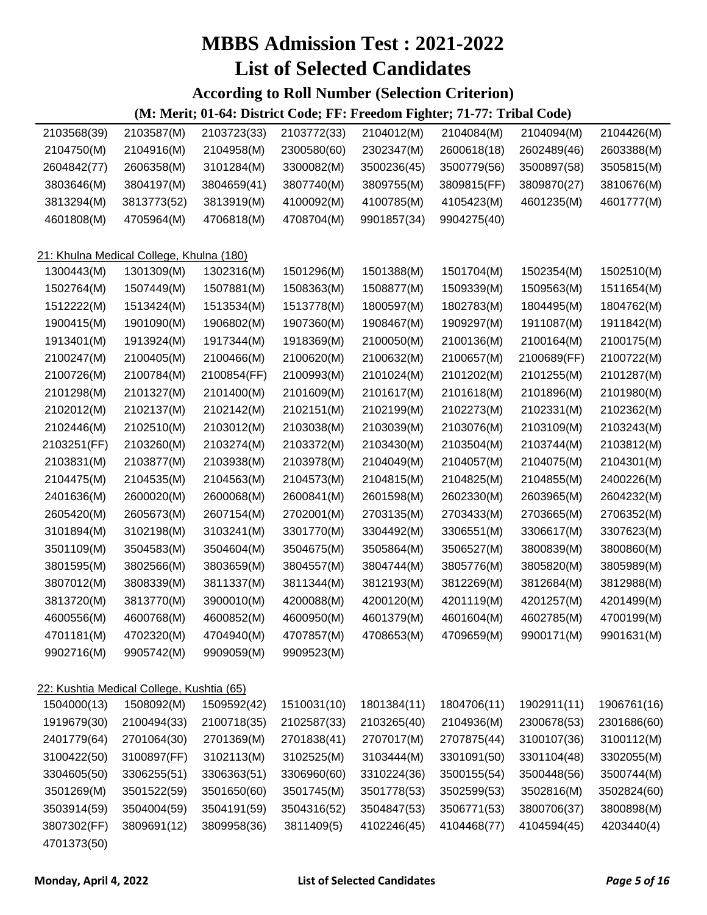# MBBS Admission Test : 2021-2022

# List of Selected Candidates

### According to Roll Number (Selection Criterion)

#### (M: Merit; 01-64: District Code; FF: Freedom Fighter; 71-77: Tribal Code)

| | | | | | | | |
|---|---|---|---|---|---|---|---|
| 2103568(39) | 2103587(M) | 2103723(33) | 2103772(33) | 2104012(M) | 2104084(M) | 2104094(M) | 2104426(M) |
| 2104750(M) | 2104916(M) | 2104958(M) | 2300580(60) | 2302347(M) | 2600618(18) | 2602489(46) | 2603388(M) |
| 2604842(77) | 2606358(M) | 3101284(M) | 3300082(M) | 3500236(45) | 3500779(56) | 3500897(58) | 3505815(M) |
| 3803646(M) | 3804197(M) | 3804659(41) | 3807740(M) | 3809755(M) | 3809815(FF) | 3809870(27) | 3810676(M) |
| 3813294(M) | 3813773(52) | 3813919(M) | 4100092(M) | 4100785(M) | 4105423(M) | 4601235(M) | 4601777(M) |
| 4601808(M) | 4705964(M) | 4706818(M) | 4708704(M) | 9901857(34) | 9904275(40) | | |

21: Khulna Medical College, Khulna (180)

| | | | | | | | |
|---|---|---|---|---|---|---|---|
| 1300443(M) | 1301309(M) | 1302316(M) | 1501296(M) | 1501388(M) | 1501704(M) | 1502354(M) | 1502510(M) |
| 1502764(M) | 1507449(M) | 1507881(M) | 1508363(M) | 1508877(M) | 1509339(M) | 1509563(M) | 1511654(M) |
| 1512222(M) | 1513424(M) | 1513534(M) | 1513778(M) | 1800597(M) | 1802783(M) | 1804495(M) | 1804762(M) |
| 1900415(M) | 1901090(M) | 1906802(M) | 1907360(M) | 1908467(M) | 1909297(M) | 1911087(M) | 1911842(M) |
| 1913401(M) | 1913924(M) | 1917344(M) | 1918369(M) | 2100050(M) | 2100136(M) | 2100164(M) | 2100175(M) |
| 2100247(M) | 2100405(M) | 2100466(M) | 2100620(M) | 2100632(M) | 2100657(M) | 2100689(FF) | 2100722(M) |
| 2100726(M) | 2100784(M) | 2100854(FF) | 2100993(M) | 2101024(M) | 2101202(M) | 2101255(M) | 2101287(M) |
| 2101298(M) | 2101327(M) | 2101400(M) | 2101609(M) | 2101617(M) | 2101618(M) | 2101896(M) | 2101980(M) |
| 2102012(M) | 2102137(M) | 2102142(M) | 2102151(M) | 2102199(M) | 2102273(M) | 2102331(M) | 2102362(M) |
| 2102446(M) | 2102510(M) | 2103012(M) | 2103038(M) | 2103039(M) | 2103076(M) | 2103109(M) | 2103243(M) |
| 2103251(FF) | 2103260(M) | 2103274(M) | 2103372(M) | 2103430(M) | 2103504(M) | 2103744(M) | 2103812(M) |
| 2103831(M) | 2103877(M) | 2103938(M) | 2103978(M) | 2104049(M) | 2104057(M) | 2104075(M) | 2104301(M) |
| 2104475(M) | 2104535(M) | 2104563(M) | 2104573(M) | 2104815(M) | 2104825(M) | 2104855(M) | 2400226(M) |
| 2401636(M) | 2600020(M) | 2600068(M) | 2600841(M) | 2601598(M) | 2602330(M) | 2603965(M) | 2604232(M) |
| 2605420(M) | 2605673(M) | 2607154(M) | 2702001(M) | 2703135(M) | 2703433(M) | 2703665(M) | 2706352(M) |
| 3101894(M) | 3102198(M) | 3103241(M) | 3301770(M) | 3304492(M) | 3306551(M) | 3306617(M) | 3307623(M) |
| 3501109(M) | 3504583(M) | 3504604(M) | 3504675(M) | 3505864(M) | 3506527(M) | 3800839(M) | 3800860(M) |
| 3801595(M) | 3802566(M) | 3803659(M) | 3804557(M) | 3804744(M) | 3805776(M) | 3805820(M) | 3805989(M) |
| 3807012(M) | 3808339(M) | 3811337(M) | 3811344(M) | 3812193(M) | 3812269(M) | 3812684(M) | 3812988(M) |
| 3813720(M) | 3813770(M) | 3900010(M) | 4200088(M) | 4200120(M) | 4201119(M) | 4201257(M) | 4201499(M) |
| 4600556(M) | 4600768(M) | 4600852(M) | 4600950(M) | 4601379(M) | 4601604(M) | 4602785(M) | 4700199(M) |
| 4701181(M) | 4702320(M) | 4704940(M) | 4707857(M) | 4708653(M) | 4709659(M) | 9900171(M) | 9901631(M) |
| 9902716(M) | 9905742(M) | 9909059(M) | 9909523(M) | | | | |

22: Kushtia Medical College, Kushtia (65)

| | | | | | | | |
|---|---|---|---|---|---|---|---|
| 1504000(13) | 1508092(M) | 1509592(42) | 1510031(10) | 1801384(11) | 1804706(11) | 1902911(11) | 1906761(16) |
| 1919679(30) | 2100494(33) | 2100718(35) | 2102587(33) | 2103265(40) | 2104936(M) | 2300678(53) | 2301686(60) |
| 2401779(64) | 2701064(30) | 2701369(M) | 2701838(41) | 2707017(M) | 2707875(44) | 3100107(36) | 3100112(M) |
| 3100422(50) | 3100897(FF) | 3102113(M) | 3102525(M) | 3103444(M) | 3301091(50) | 3301104(48) | 3302055(M) |
| 3304605(50) | 3306255(51) | 3306363(51) | 3306960(60) | 3310224(36) | 3500155(54) | 3500448(56) | 3500744(M) |
| 3501269(M) | 3501522(59) | 3501650(60) | 3501745(M) | 3501778(53) | 3502599(53) | 3502816(M) | 3502824(60) |
| 3503914(59) | 3504004(59) | 3504191(59) | 3504316(52) | 3504847(53) | 3506771(53) | 3800706(37) | 3800898(M) |
| 3807302(FF) | 3809691(12) | 3809958(36) | 3811409(5) | 4102246(45) | 4104468(77) | 4104594(45) | 4203440(4) |
| 4701373(50) | | | | | | | |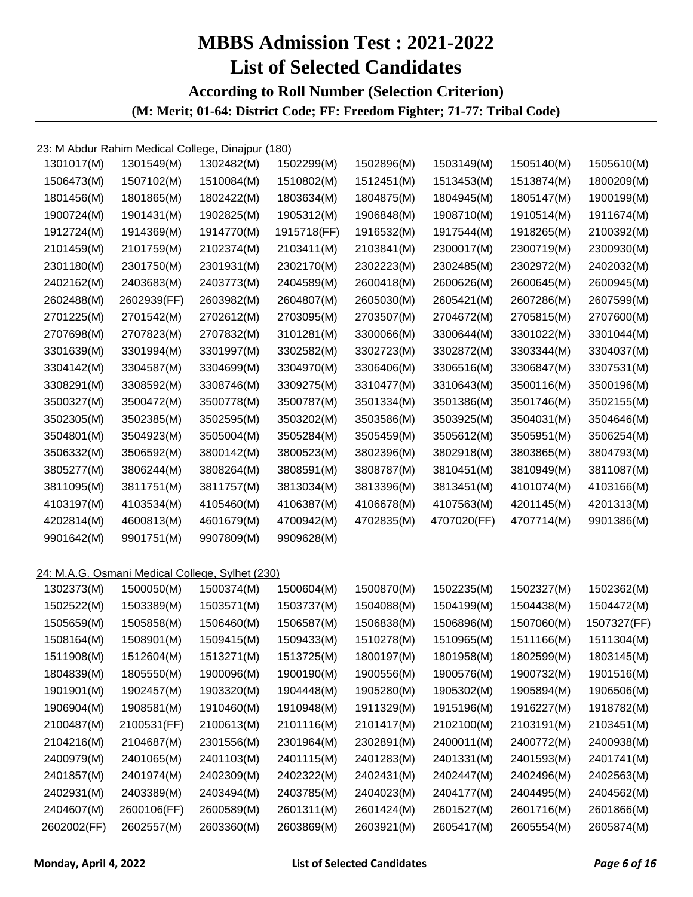# MBBS Admission Test : 2021-2022

# List of Selected Candidates

### According to Roll Number (Selection Criterion)

**(M: Merit; 01-64: District Code; FF: Freedom Fighter; 71-77: Tribal Code)**

23: M Abdur Rahim Medical College, Dinajpur (180)

| | | | | | | | |
|---|---|---|---|---|---|---|---|
| 1301017(M) | 1301549(M) | 1302482(M) | 1502299(M) | 1502896(M) | 1503149(M) | 1505140(M) | 1505610(M) |
| 1506473(M) | 1507102(M) | 1510084(M) | 1510802(M) | 1512451(M) | 1513453(M) | 1513874(M) | 1800209(M) |
| 1801456(M) | 1801865(M) | 1802422(M) | 1803634(M) | 1804875(M) | 1804945(M) | 1805147(M) | 1900199(M) |
| 1900724(M) | 1901431(M) | 1902825(M) | 1905312(M) | 1906848(M) | 1908710(M) | 1910514(M) | 1911674(M) |
| 1912724(M) | 1914369(M) | 1914770(M) | 1915718(FF) | 1916532(M) | 1917544(M) | 1918265(M) | 2100392(M) |
| 2101459(M) | 2101759(M) | 2102374(M) | 2103411(M) | 2103841(M) | 2300017(M) | 2300719(M) | 2300930(M) |
| 2301180(M) | 2301750(M) | 2301931(M) | 2302170(M) | 2302223(M) | 2302485(M) | 2302972(M) | 2402032(M) |
| 2402162(M) | 2403683(M) | 2403773(M) | 2404589(M) | 2600418(M) | 2600626(M) | 2600645(M) | 2600945(M) |
| 2602488(M) | 2602939(FF) | 2603982(M) | 2604807(M) | 2605030(M) | 2605421(M) | 2607286(M) | 2607599(M) |
| 2701225(M) | 2701542(M) | 2702612(M) | 2703095(M) | 2703507(M) | 2704672(M) | 2705815(M) | 2707600(M) |
| 2707698(M) | 2707823(M) | 2707832(M) | 3101281(M) | 3300066(M) | 3300644(M) | 3301022(M) | 3301044(M) |
| 3301639(M) | 3301994(M) | 3301997(M) | 3302582(M) | 3302723(M) | 3302872(M) | 3303344(M) | 3304037(M) |
| 3304142(M) | 3304587(M) | 3304699(M) | 3304970(M) | 3306406(M) | 3306516(M) | 3306847(M) | 3307531(M) |
| 3308291(M) | 3308592(M) | 3308746(M) | 3309275(M) | 3310477(M) | 3310643(M) | 3500116(M) | 3500196(M) |
| 3500327(M) | 3500472(M) | 3500778(M) | 3500787(M) | 3501334(M) | 3501386(M) | 3501746(M) | 3502155(M) |
| 3502305(M) | 3502385(M) | 3502595(M) | 3503202(M) | 3503586(M) | 3503925(M) | 3504031(M) | 3504646(M) |
| 3504801(M) | 3504923(M) | 3505004(M) | 3505284(M) | 3505459(M) | 3505612(M) | 3505951(M) | 3506254(M) |
| 3506332(M) | 3506592(M) | 3800142(M) | 3800523(M) | 3802396(M) | 3802918(M) | 3803865(M) | 3804793(M) |
| 3805277(M) | 3806244(M) | 3808264(M) | 3808591(M) | 3808787(M) | 3810451(M) | 3810949(M) | 3811087(M) |
| 3811095(M) | 3811751(M) | 3811757(M) | 3813034(M) | 3813396(M) | 3813451(M) | 4101074(M) | 4103166(M) |
| 4103197(M) | 4103534(M) | 4105460(M) | 4106387(M) | 4106678(M) | 4107563(M) | 4201145(M) | 4201313(M) |
| 4202814(M) | 4600813(M) | 4601679(M) | 4700942(M) | 4702835(M) | 4707020(FF) | 4707714(M) | 9901386(M) |
| 9901642(M) | 9901751(M) | 9907809(M) | 9909628(M) | | | | |

24: M.A.G. Osmani Medical College, Sylhet (230)

| | | | | | | | |
|---|---|---|---|---|---|---|---|
| 1302373(M) | 1500050(M) | 1500374(M) | 1500604(M) | 1500870(M) | 1502235(M) | 1502327(M) | 1502362(M) |
| 1502522(M) | 1503389(M) | 1503571(M) | 1503737(M) | 1504088(M) | 1504199(M) | 1504438(M) | 1504472(M) |
| 1505659(M) | 1505858(M) | 1506460(M) | 1506587(M) | 1506838(M) | 1506896(M) | 1507060(M) | 1507327(FF) |
| 1508164(M) | 1508901(M) | 1509415(M) | 1509433(M) | 1510278(M) | 1510965(M) | 1511166(M) | 1511304(M) |
| 1511908(M) | 1512604(M) | 1513271(M) | 1513725(M) | 1800197(M) | 1801958(M) | 1802599(M) | 1803145(M) |
| 1804839(M) | 1805550(M) | 1900096(M) | 1900190(M) | 1900556(M) | 1900576(M) | 1900732(M) | 1901516(M) |
| 1901901(M) | 1902457(M) | 1903320(M) | 1904448(M) | 1905280(M) | 1905302(M) | 1905894(M) | 1906506(M) |
| 1906904(M) | 1908581(M) | 1910460(M) | 1910948(M) | 1911329(M) | 1915196(M) | 1916227(M) | 1918782(M) |
| 2100487(M) | 2100531(FF) | 2100613(M) | 2101116(M) | 2101417(M) | 2102100(M) | 2103191(M) | 2103451(M) |
| 2104216(M) | 2104687(M) | 2301556(M) | 2301964(M) | 2302891(M) | 2400011(M) | 2400772(M) | 2400938(M) |
| 2400979(M) | 2401065(M) | 2401103(M) | 2401115(M) | 2401283(M) | 2401331(M) | 2401593(M) | 2401741(M) |
| 2401857(M) | 2401974(M) | 2402309(M) | 2402322(M) | 2402431(M) | 2402447(M) | 2402496(M) | 2402563(M) |
| 2402931(M) | 2403389(M) | 2403494(M) | 2403785(M) | 2404023(M) | 2404177(M) | 2404495(M) | 2404562(M) |
| 2404607(M) | 2600106(FF) | 2600589(M) | 2601311(M) | 2601424(M) | 2601527(M) | 2601716(M) | 2601866(M) |
| 2602002(FF) | 2602557(M) | 2603360(M) | 2603869(M) | 2603921(M) | 2605417(M) | 2605554(M) | 2605874(M) |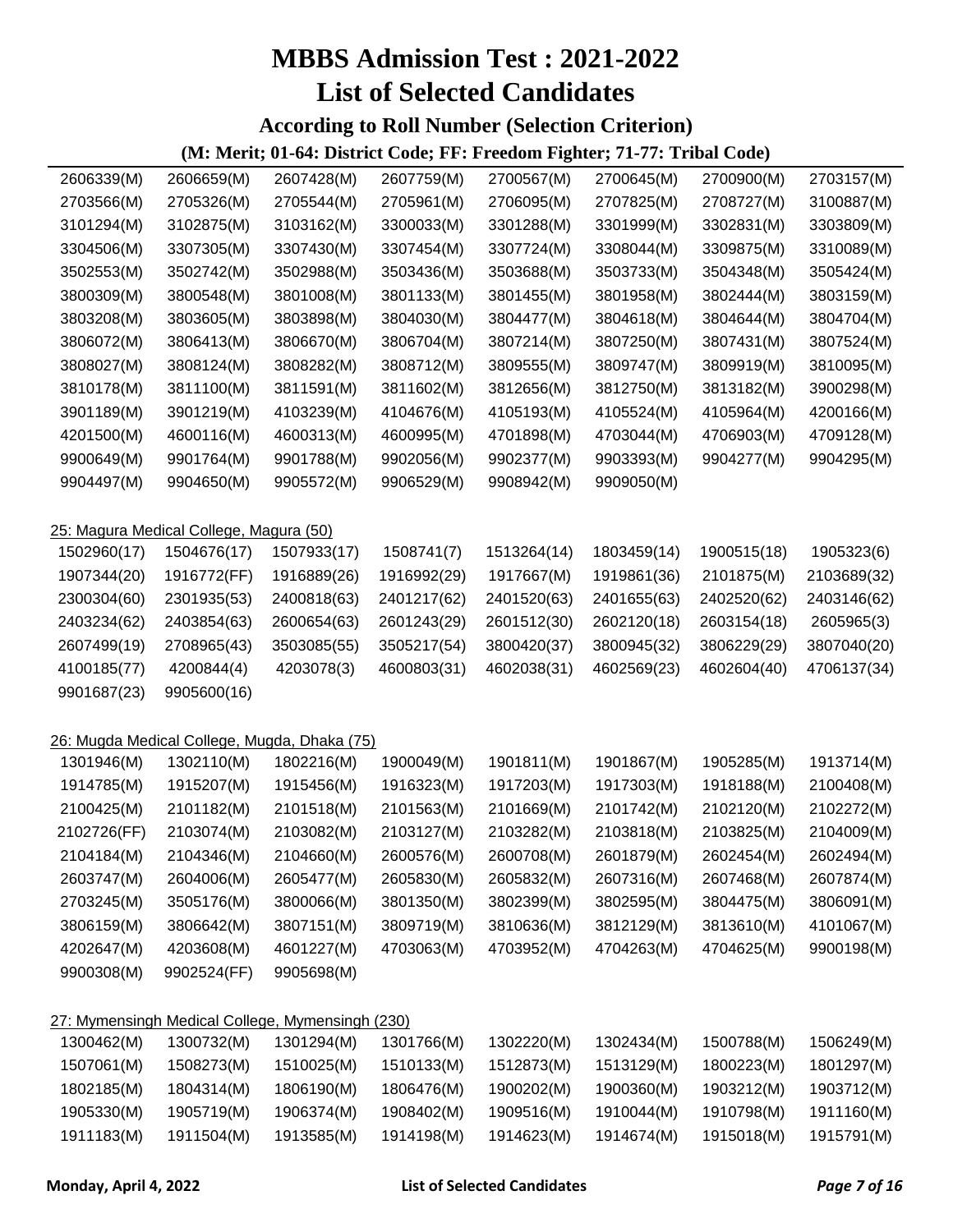# MBBS Admission Test : 2021-2022

# List of Selected Candidates

### According to Roll Number (Selection Criterion)

**(M: Merit; 01-64: District Code; FF: Freedom Fighter; 71-77: Tribal Code)**

| | | | | | | | |
|---|---|---|---|---|---|---|---|
| 2606339(M) | 2606659(M) | 2607428(M) | 2607759(M) | 2700567(M) | 2700645(M) | 2700900(M) | 2703157(M) |
| 2703566(M) | 2705326(M) | 2705544(M) | 2705961(M) | 2706095(M) | 2707825(M) | 2708727(M) | 3100887(M) |
| 3101294(M) | 3102875(M) | 3103162(M) | 3300033(M) | 3301288(M) | 3301999(M) | 3302831(M) | 3303809(M) |
| 3304506(M) | 3307305(M) | 3307430(M) | 3307454(M) | 3307724(M) | 3308044(M) | 3309875(M) | 3310089(M) |
| 3502553(M) | 3502742(M) | 3502988(M) | 3503436(M) | 3503688(M) | 3503733(M) | 3504348(M) | 3505424(M) |
| 3800309(M) | 3800548(M) | 3801008(M) | 3801133(M) | 3801455(M) | 3801958(M) | 3802444(M) | 3803159(M) |
| 3803208(M) | 3803605(M) | 3803898(M) | 3804030(M) | 3804477(M) | 3804618(M) | 3804644(M) | 3804704(M) |
| 3806072(M) | 3806413(M) | 3806670(M) | 3806704(M) | 3807214(M) | 3807250(M) | 3807431(M) | 3807524(M) |
| 3808027(M) | 3808124(M) | 3808282(M) | 3808712(M) | 3809555(M) | 3809747(M) | 3809919(M) | 3810095(M) |
| 3810178(M) | 3811100(M) | 3811591(M) | 3811602(M) | 3812656(M) | 3812750(M) | 3813182(M) | 3900298(M) |
| 3901189(M) | 3901219(M) | 4103239(M) | 4104676(M) | 4105193(M) | 4105524(M) | 4105964(M) | 4200166(M) |
| 4201500(M) | 4600116(M) | 4600313(M) | 4600995(M) | 4701898(M) | 4703044(M) | 4706903(M) | 4709128(M) |
| 9900649(M) | 9901764(M) | 9901788(M) | 9902056(M) | 9902377(M) | 9903393(M) | 9904277(M) | 9904295(M) |
| 9904497(M) | 9904650(M) | 9905572(M) | 9906529(M) | 9908942(M) | 9909050(M) | | |

25: Magura Medical College, Magura (50)

| | | | | | | | |
|---|---|---|---|---|---|---|---|
| 1502960(17) | 1504676(17) | 1507933(17) | 1508741(7) | 1513264(14) | 1803459(14) | 1900515(18) | 1905323(6) |
| 1907344(20) | 1916772(FF) | 1916889(26) | 1916992(29) | 1917667(M) | 1919861(36) | 2101875(M) | 2103689(32) |
| 2300304(60) | 2301935(53) | 2400818(63) | 2401217(62) | 2401520(63) | 2401655(63) | 2402520(62) | 2403146(62) |
| 2403234(62) | 2403854(63) | 2600654(63) | 2601243(29) | 2601512(30) | 2602120(18) | 2603154(18) | 2605965(3) |
| 2607499(19) | 2708965(43) | 3503085(55) | 3505217(54) | 3800420(37) | 3800945(32) | 3806229(29) | 3807040(20) |
| 4100185(77) | 4200844(4) | 4203078(3) | 4600803(31) | 4602038(31) | 4602569(23) | 4602604(40) | 4706137(34) |
| 9901687(23) | 9905600(16) | | | | | | |

26: Mugda Medical College, Mugda, Dhaka (75)

| | | | | | | | |
|---|---|---|---|---|---|---|---|
| 1301946(M) | 1302110(M) | 1802216(M) | 1900049(M) | 1901811(M) | 1901867(M) | 1905285(M) | 1913714(M) |
| 1914785(M) | 1915207(M) | 1915456(M) | 1916323(M) | 1917203(M) | 1917303(M) | 1918188(M) | 2100408(M) |
| 2100425(M) | 2101182(M) | 2101518(M) | 2101563(M) | 2101669(M) | 2101742(M) | 2102120(M) | 2102272(M) |
| 2102726(FF) | 2103074(M) | 2103082(M) | 2103127(M) | 2103282(M) | 2103818(M) | 2103825(M) | 2104009(M) |
| 2104184(M) | 2104346(M) | 2104660(M) | 2600576(M) | 2600708(M) | 2601879(M) | 2602454(M) | 2602494(M) |
| 2603747(M) | 2604006(M) | 2605477(M) | 2605830(M) | 2605832(M) | 2607316(M) | 2607468(M) | 2607874(M) |
| 2703245(M) | 3505176(M) | 3800066(M) | 3801350(M) | 3802399(M) | 3802595(M) | 3804475(M) | 3806091(M) |
| 3806159(M) | 3806642(M) | 3807151(M) | 3809719(M) | 3810636(M) | 3812129(M) | 3813610(M) | 4101067(M) |
| 4202647(M) | 4203608(M) | 4601227(M) | 4703063(M) | 4703952(M) | 4704263(M) | 4704625(M) | 9900198(M) |
| 9900308(M) | 9902524(FF) | 9905698(M) | | | | | |

27: Mymensingh Medical College, Mymensingh (230)

| | | | | | | | |
|---|---|---|---|---|---|---|---|
| 1300462(M) | 1300732(M) | 1301294(M) | 1301766(M) | 1302220(M) | 1302434(M) | 1500788(M) | 1506249(M) |
| 1507061(M) | 1508273(M) | 1510025(M) | 1510133(M) | 1512873(M) | 1513129(M) | 1800223(M) | 1801297(M) |
| 1802185(M) | 1804314(M) | 1806190(M) | 1806476(M) | 1900202(M) | 1900360(M) | 1903212(M) | 1903712(M) |
| 1905330(M) | 1905719(M) | 1906374(M) | 1908402(M) | 1909516(M) | 1910044(M) | 1910798(M) | 1911160(M) |
| 1911183(M) | 1911504(M) | 1913585(M) | 1914198(M) | 1914623(M) | 1914674(M) | 1915018(M) | 1915791(M) |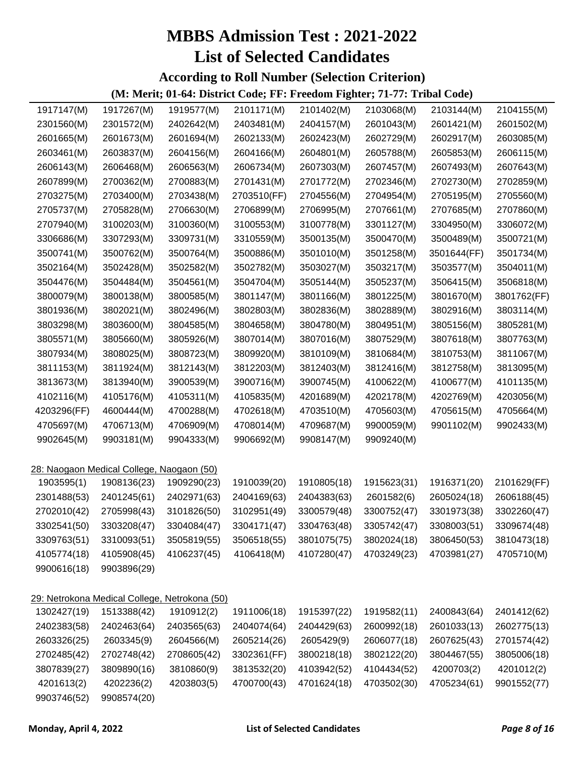# MBBS Admission Test : 2021-2022

# List of Selected Candidates

### According to Roll Number (Selection Criterion)

**(M: Merit; 01-64: District Code; FF: Freedom Fighter; 71-77: Tribal Code)**

| | | | | | | | |
|---|---|---|---|---|---|---|---|
| 1917147(M) | 1917267(M) | 1919577(M) | 2101171(M) | 2101402(M) | 2103068(M) | 2103144(M) | 2104155(M) |
| 2301560(M) | 2301572(M) | 2402642(M) | 2403481(M) | 2404157(M) | 2601043(M) | 2601421(M) | 2601502(M) |
| 2601665(M) | 2601673(M) | 2601694(M) | 2602133(M) | 2602423(M) | 2602729(M) | 2602917(M) | 2603085(M) |
| 2603461(M) | 2603837(M) | 2604156(M) | 2604166(M) | 2604801(M) | 2605788(M) | 2605853(M) | 2606115(M) |
| 2606143(M) | 2606468(M) | 2606563(M) | 2606734(M) | 2607303(M) | 2607457(M) | 2607493(M) | 2607643(M) |
| 2607899(M) | 2700362(M) | 2700883(M) | 2701431(M) | 2701772(M) | 2702346(M) | 2702730(M) | 2702859(M) |
| 2703275(M) | 2703400(M) | 2703438(M) | 2703510(FF) | 2704556(M) | 2704954(M) | 2705195(M) | 2705560(M) |
| 2705737(M) | 2705828(M) | 2706630(M) | 2706899(M) | 2706995(M) | 2707661(M) | 2707685(M) | 2707860(M) |
| 2707940(M) | 3100203(M) | 3100360(M) | 3100553(M) | 3100778(M) | 3301127(M) | 3304950(M) | 3306072(M) |
| 3306686(M) | 3307293(M) | 3309731(M) | 3310559(M) | 3500135(M) | 3500470(M) | 3500489(M) | 3500721(M) |
| 3500741(M) | 3500762(M) | 3500764(M) | 3500886(M) | 3501010(M) | 3501258(M) | 3501644(FF) | 3501734(M) |
| 3502164(M) | 3502428(M) | 3502582(M) | 3502782(M) | 3503027(M) | 3503217(M) | 3503577(M) | 3504011(M) |
| 3504476(M) | 3504484(M) | 3504561(M) | 3504704(M) | 3505144(M) | 3505237(M) | 3506415(M) | 3506818(M) |
| 3800079(M) | 3800138(M) | 3800585(M) | 3801147(M) | 3801166(M) | 3801225(M) | 3801670(M) | 3801762(FF) |
| 3801936(M) | 3802021(M) | 3802496(M) | 3802803(M) | 3802836(M) | 3802889(M) | 3802916(M) | 3803114(M) |
| 3803298(M) | 3803600(M) | 3804585(M) | 3804658(M) | 3804780(M) | 3804951(M) | 3805156(M) | 3805281(M) |
| 3805571(M) | 3805660(M) | 3805926(M) | 3807014(M) | 3807016(M) | 3807529(M) | 3807618(M) | 3807763(M) |
| 3807934(M) | 3808025(M) | 3808723(M) | 3809920(M) | 3810109(M) | 3810684(M) | 3810753(M) | 3811067(M) |
| 3811153(M) | 3811924(M) | 3812143(M) | 3812203(M) | 3812403(M) | 3812416(M) | 3812758(M) | 3813095(M) |
| 3813673(M) | 3813940(M) | 3900539(M) | 3900716(M) | 3900745(M) | 4100622(M) | 4100677(M) | 4101135(M) |
| 4102116(M) | 4105176(M) | 4105311(M) | 4105835(M) | 4201689(M) | 4202178(M) | 4202769(M) | 4203056(M) |
| 4203296(FF) | 4600444(M) | 4700288(M) | 4702618(M) | 4703510(M) | 4705603(M) | 4705615(M) | 4705664(M) |
| 4705697(M) | 4706713(M) | 4706909(M) | 4708014(M) | 4709687(M) | 9900059(M) | 9901102(M) | 9902433(M) |
| 9902645(M) | 9903181(M) | 9904333(M) | 9906692(M) | 9908147(M) | 9909240(M) | | |

28: Naogaon Medical College, Naogaon (50)

| | | | | | | | |
|---|---|---|---|---|---|---|---|
| 1903595(1) | 1908136(23) | 1909290(23) | 1910039(20) | 1910805(18) | 1915623(31) | 1916371(20) | 2101629(FF) |
| 2301488(53) | 2401245(61) | 2402971(63) | 2404169(63) | 2404383(63) | 2601582(6) | 2605024(18) | 2606188(45) |
| 2702010(42) | 2705998(43) | 3101826(50) | 3102951(49) | 3300579(48) | 3300752(47) | 3301973(38) | 3302260(47) |
| 3302541(50) | 3303208(47) | 3304084(47) | 3304171(47) | 3304763(48) | 3305742(47) | 3308003(51) | 3309674(48) |
| 3309763(51) | 3310093(51) | 3505819(55) | 3506518(55) | 3801075(75) | 3802024(18) | 3806450(53) | 3810473(18) |
| 4105774(18) | 4105908(45) | 4106237(45) | 4106418(M) | 4107280(47) | 4703249(23) | 4703981(27) | 4705710(M) |
| 9900616(18) | 9903896(29) | | | | | | |

29: Netrokona Medical College, Netrokona (50)

| | | | | | | | |
|---|---|---|---|---|---|---|---|
| 1302427(19) | 1513388(42) | 1910912(2) | 1911006(18) | 1915397(22) | 1919582(11) | 2400843(64) | 2401412(62) |
| 2402383(58) | 2402463(64) | 2403565(63) | 2404074(64) | 2404429(63) | 2600992(18) | 2601033(13) | 2602775(13) |
| 2603326(25) | 2603345(9) | 2604566(M) | 2605214(26) | 2605429(9) | 2606077(18) | 2607625(43) | 2701574(42) |
| 2702485(42) | 2702748(42) | 2708605(42) | 3302361(FF) | 3800218(18) | 3802122(20) | 3804467(55) | 3805006(18) |
| 3807839(27) | 3809890(16) | 3810860(9) | 3813532(20) | 4103942(52) | 4104434(52) | 4200703(2) | 4201012(2) |
| 4201613(2) | 4202236(2) | 4203803(5) | 4700700(43) | 4701624(18) | 4703502(30) | 4705234(61) | 9901552(77) |
| 9903746(52) | 9908574(20) | | | | | | |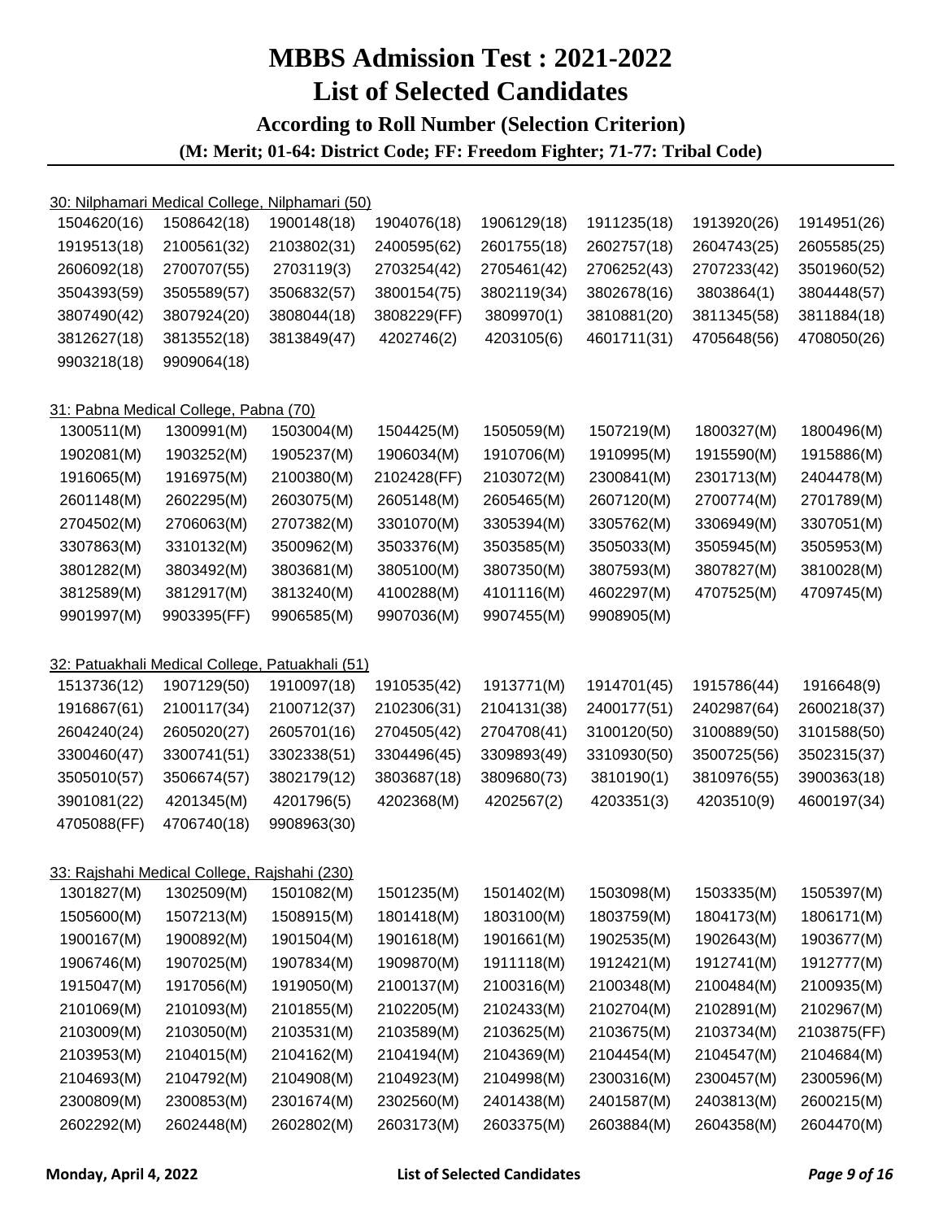# MBBS Admission Test : 2021-2022

# List of Selected Candidates

### According to Roll Number (Selection Criterion)

**(M: Merit; 01-64: District Code; FF: Freedom Fighter; 71-77: Tribal Code)**

30: Nilphamari Medical College, Nilphamari (50)

| | | | | | | | |
|---|---|---|---|---|---|---|---|
| 1504620(16) | 1508642(18) | 1900148(18) | 1904076(18) | 1906129(18) | 1911235(18) | 1913920(26) | 1914951(26) |
| 1919513(18) | 2100561(32) | 2103802(31) | 2400595(62) | 2601755(18) | 2602757(18) | 2604743(25) | 2605585(25) |
| 2606092(18) | 2700707(55) | 2703119(3) | 2703254(42) | 2705461(42) | 2706252(43) | 2707233(42) | 3501960(52) |
| 3504393(59) | 3505589(57) | 3506832(57) | 3800154(75) | 3802119(34) | 3802678(16) | 3803864(1) | 3804448(57) |
| 3807490(42) | 3807924(20) | 3808044(18) | 3808229(FF) | 3809970(1) | 3810881(20) | 3811345(58) | 3811884(18) |
| 3812627(18) | 3813552(18) | 3813849(47) | 4202746(2) | 4203105(6) | 4601711(31) | 4705648(56) | 4708050(26) |
| 9903218(18) | 9909064(18) | | | | | | |

31: Pabna Medical College, Pabna (70)

| | | | | | | | |
|---|---|---|---|---|---|---|---|
| 1300511(M) | 1300991(M) | 1503004(M) | 1504425(M) | 1505059(M) | 1507219(M) | 1800327(M) | 1800496(M) |
| 1902081(M) | 1903252(M) | 1905237(M) | 1906034(M) | 1910706(M) | 1910995(M) | 1915590(M) | 1915886(M) |
| 1916065(M) | 1916975(M) | 2100380(M) | 2102428(FF) | 2103072(M) | 2300841(M) | 2301713(M) | 2404478(M) |
| 2601148(M) | 2602295(M) | 2603075(M) | 2605148(M) | 2605465(M) | 2607120(M) | 2700774(M) | 2701789(M) |
| 2704502(M) | 2706063(M) | 2707382(M) | 3301070(M) | 3305394(M) | 3305762(M) | 3306949(M) | 3307051(M) |
| 3307863(M) | 3310132(M) | 3500962(M) | 3503376(M) | 3503585(M) | 3505033(M) | 3505945(M) | 3505953(M) |
| 3801282(M) | 3803492(M) | 3803681(M) | 3805100(M) | 3807350(M) | 3807593(M) | 3807827(M) | 3810028(M) |
| 3812589(M) | 3812917(M) | 3813240(M) | 4100288(M) | 4101116(M) | 4602297(M) | 4707525(M) | 4709745(M) |
| 9901997(M) | 9903395(FF) | 9906585(M) | 9907036(M) | 9907455(M) | 9908905(M) | | |

32: Patuakhali Medical College, Patuakhali (51)

| | | | | | | | |
|---|---|---|---|---|---|---|---|
| 1513736(12) | 1907129(50) | 1910097(18) | 1910535(42) | 1913771(M) | 1914701(45) | 1915786(44) | 1916648(9) |
| 1916867(61) | 2100117(34) | 2100712(37) | 2102306(31) | 2104131(38) | 2400177(51) | 2402987(64) | 2600218(37) |
| 2604240(24) | 2605020(27) | 2605701(16) | 2704505(42) | 2704708(41) | 3100120(50) | 3100889(50) | 3101588(50) |
| 3300460(47) | 3300741(51) | 3302338(51) | 3304496(45) | 3309893(49) | 3310930(50) | 3500725(56) | 3502315(37) |
| 3505010(57) | 3506674(57) | 3802179(12) | 3803687(18) | 3809680(73) | 3810190(1) | 3810976(55) | 3900363(18) |
| 3901081(22) | 4201345(M) | 4201796(5) | 4202368(M) | 4202567(2) | 4203351(3) | 4203510(9) | 4600197(34) |
| 4705088(FF) | 4706740(18) | 9908963(30) | | | | | |

33: Rajshahi Medical College, Rajshahi (230)

| | | | | | | | |
|---|---|---|---|---|---|---|---|
| 1301827(M) | 1302509(M) | 1501082(M) | 1501235(M) | 1501402(M) | 1503098(M) | 1503335(M) | 1505397(M) |
| 1505600(M) | 1507213(M) | 1508915(M) | 1801418(M) | 1803100(M) | 1803759(M) | 1804173(M) | 1806171(M) |
| 1900167(M) | 1900892(M) | 1901504(M) | 1901618(M) | 1901661(M) | 1902535(M) | 1902643(M) | 1903677(M) |
| 1906746(M) | 1907025(M) | 1907834(M) | 1909870(M) | 1911118(M) | 1912421(M) | 1912741(M) | 1912777(M) |
| 1915047(M) | 1917056(M) | 1919050(M) | 2100137(M) | 2100316(M) | 2100348(M) | 2100484(M) | 2100935(M) |
| 2101069(M) | 2101093(M) | 2101855(M) | 2102205(M) | 2102433(M) | 2102704(M) | 2102891(M) | 2102967(M) |
| 2103009(M) | 2103050(M) | 2103531(M) | 2103589(M) | 2103625(M) | 2103675(M) | 2103734(M) | 2103875(FF) |
| 2103953(M) | 2104015(M) | 2104162(M) | 2104194(M) | 2104369(M) | 2104454(M) | 2104547(M) | 2104684(M) |
| 2104693(M) | 2104792(M) | 2104908(M) | 2104923(M) | 2104998(M) | 2300316(M) | 2300457(M) | 2300596(M) |
| 2300809(M) | 2300853(M) | 2301674(M) | 2302560(M) | 2401438(M) | 2401587(M) | 2403813(M) | 2600215(M) |
| 2602292(M) | 2602448(M) | 2602802(M) | 2603173(M) | 2603375(M) | 2603884(M) | 2604358(M) | 2604470(M) |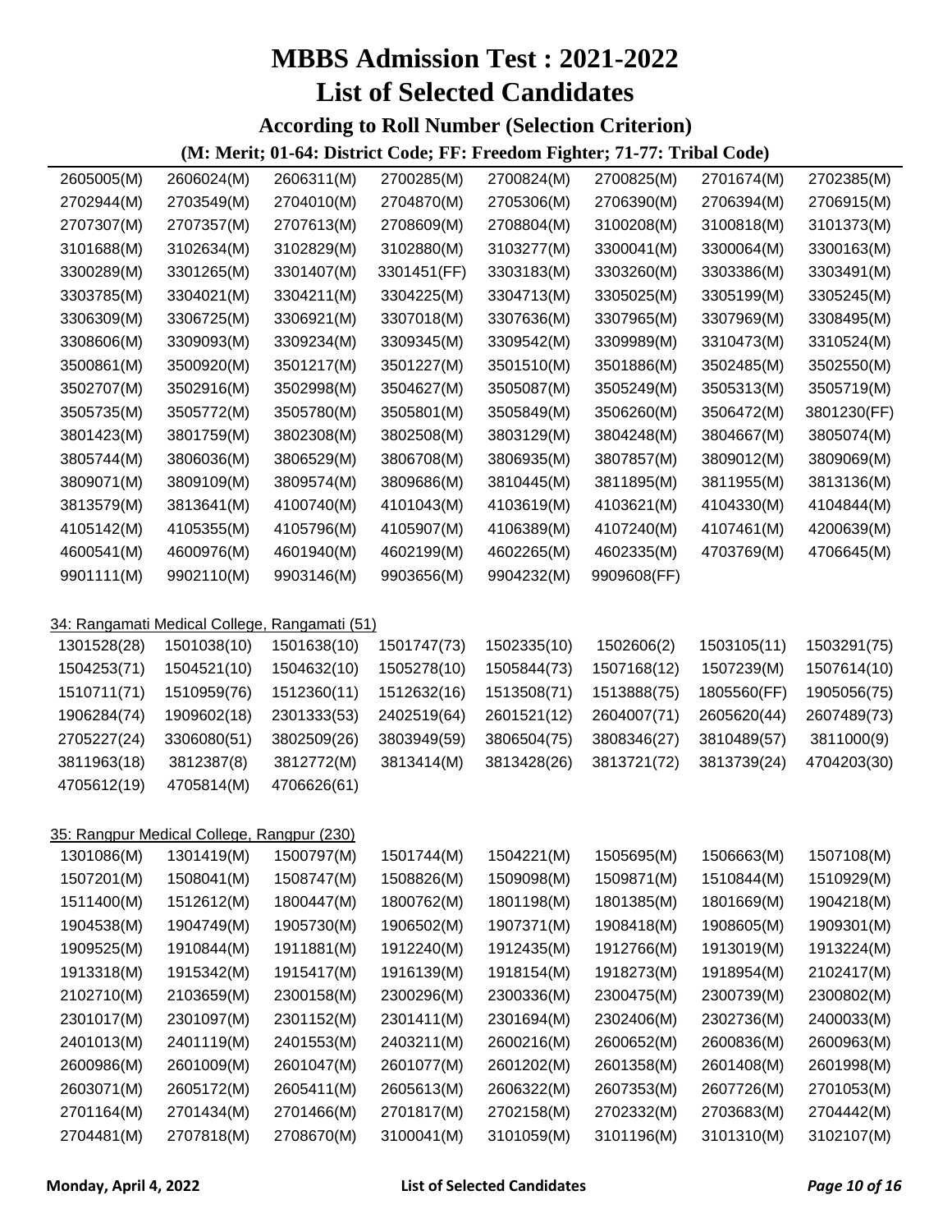# MBBS Admission Test : 2021-2022

# List of Selected Candidates

### According to Roll Number (Selection Criterion)

**(M: Merit; 01-64: District Code; FF: Freedom Fighter; 71-77: Tribal Code)**

| | | | | | | | |
|---|---|---|---|---|---|---|---|
| 2605005(M) | 2606024(M) | 2606311(M) | 2700285(M) | 2700824(M) | 2700825(M) | 2701674(M) | 2702385(M) |
| 2702944(M) | 2703549(M) | 2704010(M) | 2704870(M) | 2705306(M) | 2706390(M) | 2706394(M) | 2706915(M) |
| 2707307(M) | 2707357(M) | 2707613(M) | 2708609(M) | 2708804(M) | 3100208(M) | 3100818(M) | 3101373(M) |
| 3101688(M) | 3102634(M) | 3102829(M) | 3102880(M) | 3103277(M) | 3300041(M) | 3300064(M) | 3300163(M) |
| 3300289(M) | 3301265(M) | 3301407(M) | 3301451(FF) | 3303183(M) | 3303260(M) | 3303386(M) | 3303491(M) |
| 3303785(M) | 3304021(M) | 3304211(M) | 3304225(M) | 3304713(M) | 3305025(M) | 3305199(M) | 3305245(M) |
| 3306309(M) | 3306725(M) | 3306921(M) | 3307018(M) | 3307636(M) | 3307965(M) | 3307969(M) | 3308495(M) |
| 3308606(M) | 3309093(M) | 3309234(M) | 3309345(M) | 3309542(M) | 3309989(M) | 3310473(M) | 3310524(M) |
| 3500861(M) | 3500920(M) | 3501217(M) | 3501227(M) | 3501510(M) | 3501886(M) | 3502485(M) | 3502550(M) |
| 3502707(M) | 3502916(M) | 3502998(M) | 3504627(M) | 3505087(M) | 3505249(M) | 3505313(M) | 3505719(M) |
| 3505735(M) | 3505772(M) | 3505780(M) | 3505801(M) | 3505849(M) | 3506260(M) | 3506472(M) | 3801230(FF) |
| 3801423(M) | 3801759(M) | 3802308(M) | 3802508(M) | 3803129(M) | 3804248(M) | 3804667(M) | 3805074(M) |
| 3805744(M) | 3806036(M) | 3806529(M) | 3806708(M) | 3806935(M) | 3807857(M) | 3809012(M) | 3809069(M) |
| 3809071(M) | 3809109(M) | 3809574(M) | 3809686(M) | 3810445(M) | 3811895(M) | 3811955(M) | 3813136(M) |
| 3813579(M) | 3813641(M) | 4100740(M) | 4101043(M) | 4103619(M) | 4103621(M) | 4104330(M) | 4104844(M) |
| 4105142(M) | 4105355(M) | 4105796(M) | 4105907(M) | 4106389(M) | 4107240(M) | 4107461(M) | 4200639(M) |
| 4600541(M) | 4600976(M) | 4601940(M) | 4602199(M) | 4602265(M) | 4602335(M) | 4703769(M) | 4706645(M) |
| 9901111(M) | 9902110(M) | 9903146(M) | 9903656(M) | 9904232(M) | 9909608(FF) | | |

34: Rangamati Medical College, Rangamati (51)

| | | | | | | | |
|---|---|---|---|---|---|---|---|
| 1301528(28) | 1501038(10) | 1501638(10) | 1501747(73) | 1502335(10) | 1502606(2) | 1503105(11) | 1503291(75) |
| 1504253(71) | 1504521(10) | 1504632(10) | 1505278(10) | 1505844(73) | 1507168(12) | 1507239(M) | 1507614(10) |
| 1510711(71) | 1510959(76) | 1512360(11) | 1512632(16) | 1513508(71) | 1513888(75) | 1805560(FF) | 1905056(75) |
| 1906284(74) | 1909602(18) | 2301333(53) | 2402519(64) | 2601521(12) | 2604007(71) | 2605620(44) | 2607489(73) |
| 2705227(24) | 3306080(51) | 3802509(26) | 3803949(59) | 3806504(75) | 3808346(27) | 3810489(57) | 3811000(9) |
| 3811963(18) | 3812387(8) | 3812772(M) | 3813414(M) | 3813428(26) | 3813721(72) | 3813739(24) | 4704203(30) |
| 4705612(19) | 4705814(M) | 4706626(61) | | | | | |

35: Rangpur Medical College, Rangpur (230)

| | | | | | | | |
|---|---|---|---|---|---|---|---|
| 1301086(M) | 1301419(M) | 1500797(M) | 1501744(M) | 1504221(M) | 1505695(M) | 1506663(M) | 1507108(M) |
| 1507201(M) | 1508041(M) | 1508747(M) | 1508826(M) | 1509098(M) | 1509871(M) | 1510844(M) | 1510929(M) |
| 1511400(M) | 1512612(M) | 1800447(M) | 1800762(M) | 1801198(M) | 1801385(M) | 1801669(M) | 1904218(M) |
| 1904538(M) | 1904749(M) | 1905730(M) | 1906502(M) | 1907371(M) | 1908418(M) | 1908605(M) | 1909301(M) |
| 1909525(M) | 1910844(M) | 1911881(M) | 1912240(M) | 1912435(M) | 1912766(M) | 1913019(M) | 1913224(M) |
| 1913318(M) | 1915342(M) | 1915417(M) | 1916139(M) | 1918154(M) | 1918273(M) | 1918954(M) | 2102417(M) |
| 2102710(M) | 2103659(M) | 2300158(M) | 2300296(M) | 2300336(M) | 2300475(M) | 2300739(M) | 2300802(M) |
| 2301017(M) | 2301097(M) | 2301152(M) | 2301411(M) | 2301694(M) | 2302406(M) | 2302736(M) | 2400033(M) |
| 2401013(M) | 2401119(M) | 2401553(M) | 2403211(M) | 2600216(M) | 2600652(M) | 2600836(M) | 2600963(M) |
| 2600986(M) | 2601009(M) | 2601047(M) | 2601077(M) | 2601202(M) | 2601358(M) | 2601408(M) | 2601998(M) |
| 2603071(M) | 2605172(M) | 2605411(M) | 2605613(M) | 2606322(M) | 2607353(M) | 2607726(M) | 2701053(M) |
| 2701164(M) | 2701434(M) | 2701466(M) | 2701817(M) | 2702158(M) | 2702332(M) | 2703683(M) | 2704442(M) |
| 2704481(M) | 2707818(M) | 2708670(M) | 3100041(M) | 3101059(M) | 3101196(M) | 3101310(M) | 3102107(M) |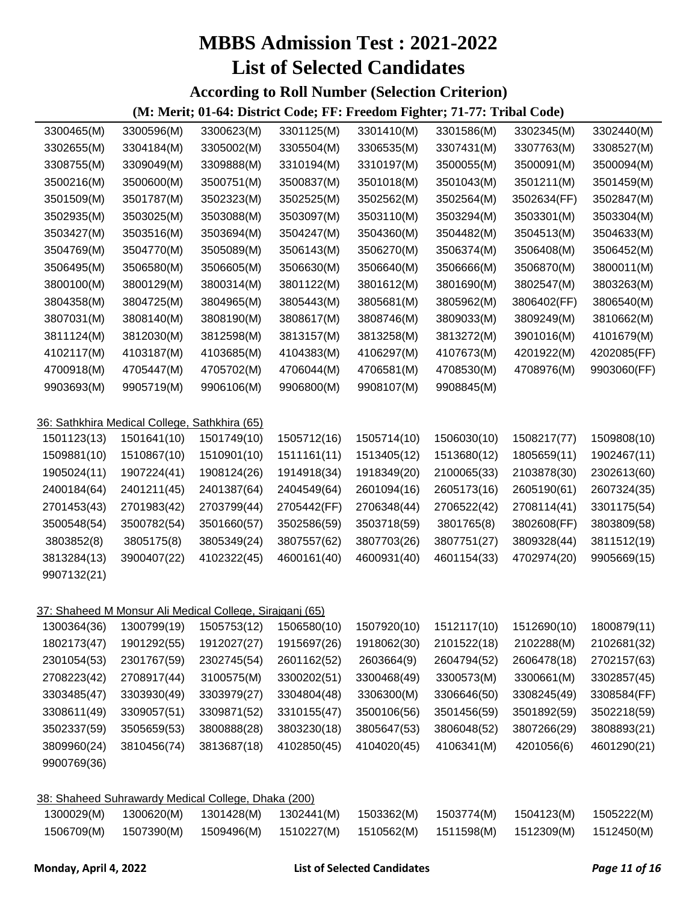# MBBS Admission Test : 2021-2022

# List of Selected Candidates

### According to Roll Number (Selection Criterion)

#### (M: Merit; 01-64: District Code; FF: Freedom Fighter; 71-77: Tribal Code)

| | | | | | | | |
|---|---|---|---|---|---|---|---|
| 3300465(M) | 3300596(M) | 3300623(M) | 3301125(M) | 3301410(M) | 3301586(M) | 3302345(M) | 3302440(M) |
| 3302655(M) | 3304184(M) | 3305002(M) | 3305504(M) | 3306535(M) | 3307431(M) | 3307763(M) | 3308527(M) |
| 3308755(M) | 3309049(M) | 3309888(M) | 3310194(M) | 3310197(M) | 3500055(M) | 3500091(M) | 3500094(M) |
| 3500216(M) | 3500600(M) | 3500751(M) | 3500837(M) | 3501018(M) | 3501043(M) | 3501211(M) | 3501459(M) |
| 3501509(M) | 3501787(M) | 3502323(M) | 3502525(M) | 3502562(M) | 3502564(M) | 3502634(FF) | 3502847(M) |
| 3502935(M) | 3503025(M) | 3503088(M) | 3503097(M) | 3503110(M) | 3503294(M) | 3503301(M) | 3503304(M) |
| 3503427(M) | 3503516(M) | 3503694(M) | 3504247(M) | 3504360(M) | 3504482(M) | 3504513(M) | 3504633(M) |
| 3504769(M) | 3504770(M) | 3505089(M) | 3506143(M) | 3506270(M) | 3506374(M) | 3506408(M) | 3506452(M) |
| 3506495(M) | 3506580(M) | 3506605(M) | 3506630(M) | 3506640(M) | 3506666(M) | 3506870(M) | 3800011(M) |
| 3800100(M) | 3800129(M) | 3800314(M) | 3801122(M) | 3801612(M) | 3801690(M) | 3802547(M) | 3803263(M) |
| 3804358(M) | 3804725(M) | 3804965(M) | 3805443(M) | 3805681(M) | 3805962(M) | 3806402(FF) | 3806540(M) |
| 3807031(M) | 3808140(M) | 3808190(M) | 3808617(M) | 3808746(M) | 3809033(M) | 3809249(M) | 3810662(M) |
| 3811124(M) | 3812030(M) | 3812598(M) | 3813157(M) | 3813258(M) | 3813272(M) | 3901016(M) | 4101679(M) |
| 4102117(M) | 4103187(M) | 4103685(M) | 4104383(M) | 4106297(M) | 4107673(M) | 4201922(M) | 4202085(FF) |
| 4700918(M) | 4705447(M) | 4705702(M) | 4706044(M) | 4706581(M) | 4708530(M) | 4708976(M) | 9903060(FF) |
| 9903693(M) | 9905719(M) | 9906106(M) | 9906800(M) | 9908107(M) | 9908845(M) | | |

36: Sathkhira Medical College, Sathkhira (65)

| | | | | | | | |
|---|---|---|---|---|---|---|---|
| 1501123(13) | 1501641(10) | 1501749(10) | 1505712(16) | 1505714(10) | 1506030(10) | 1508217(77) | 1509808(10) |
| 1509881(10) | 1510867(10) | 1510901(10) | 1511161(11) | 1513405(12) | 1513680(12) | 1805659(11) | 1902467(11) |
| 1905024(11) | 1907224(41) | 1908124(26) | 1914918(34) | 1918349(20) | 2100065(33) | 2103878(30) | 2302613(60) |
| 2400184(64) | 2401211(45) | 2401387(64) | 2404549(64) | 2601094(16) | 2605173(16) | 2605190(61) | 2607324(35) |
| 2701453(43) | 2701983(42) | 2703799(44) | 2705442(FF) | 2706348(44) | 2706522(42) | 2708114(41) | 3301175(54) |
| 3500548(54) | 3500782(54) | 3501660(57) | 3502586(59) | 3503718(59) | 3801765(8) | 3802608(FF) | 3803809(58) |
| 3803852(8) | 3805175(8) | 3805349(24) | 3807557(62) | 3807703(26) | 3807751(27) | 3809328(44) | 3811512(19) |
| 3813284(13) | 3900407(22) | 4102322(45) | 4600161(40) | 4600931(40) | 4601154(33) | 4702974(20) | 9905669(15) |
| 9907132(21) | | | | | | | |

37: Shaheed M Monsur Ali Medical College, Sirajganj (65)

| | | | | | | | |
|---|---|---|---|---|---|---|---|
| 1300364(36) | 1300799(19) | 1505753(12) | 1506580(10) | 1507920(10) | 1512117(10) | 1512690(10) | 1800879(11) |
| 1802173(47) | 1901292(55) | 1912027(27) | 1915697(26) | 1918062(30) | 2101522(18) | 2102288(M) | 2102681(32) |
| 2301054(53) | 2301767(59) | 2302745(54) | 2601162(52) | 2603664(9) | 2604794(52) | 2606478(18) | 2702157(63) |
| 2708223(42) | 2708917(44) | 3100575(M) | 3300202(51) | 3300468(49) | 3300573(M) | 3300661(M) | 3302857(45) |
| 3303485(47) | 3303930(49) | 3303979(27) | 3304804(48) | 3306300(M) | 3306646(50) | 3308245(49) | 3308584(FF) |
| 3308611(49) | 3309057(51) | 3309871(52) | 3310155(47) | 3500106(56) | 3501456(59) | 3501892(59) | 3502218(59) |
| 3502337(59) | 3505659(53) | 3800888(28) | 3803230(18) | 3805647(53) | 3806048(52) | 3807266(29) | 3808893(21) |
| 3809960(24) | 3810456(74) | 3813687(18) | 4102850(45) | 4104020(45) | 4106341(M) | 4201056(6) | 4601290(21) |
| 9900769(36) | | | | | | | |

38: Shaheed Suhrawardy Medical College, Dhaka (200)

| | | | | | | | |
|---|---|---|---|---|---|---|---|
| 1300029(M) | 1300620(M) | 1301428(M) | 1302441(M) | 1503362(M) | 1503774(M) | 1504123(M) | 1505222(M) |
| 1506709(M) | 1507390(M) | 1509496(M) | 1510227(M) | 1510562(M) | 1511598(M) | 1512309(M) | 1512450(M) |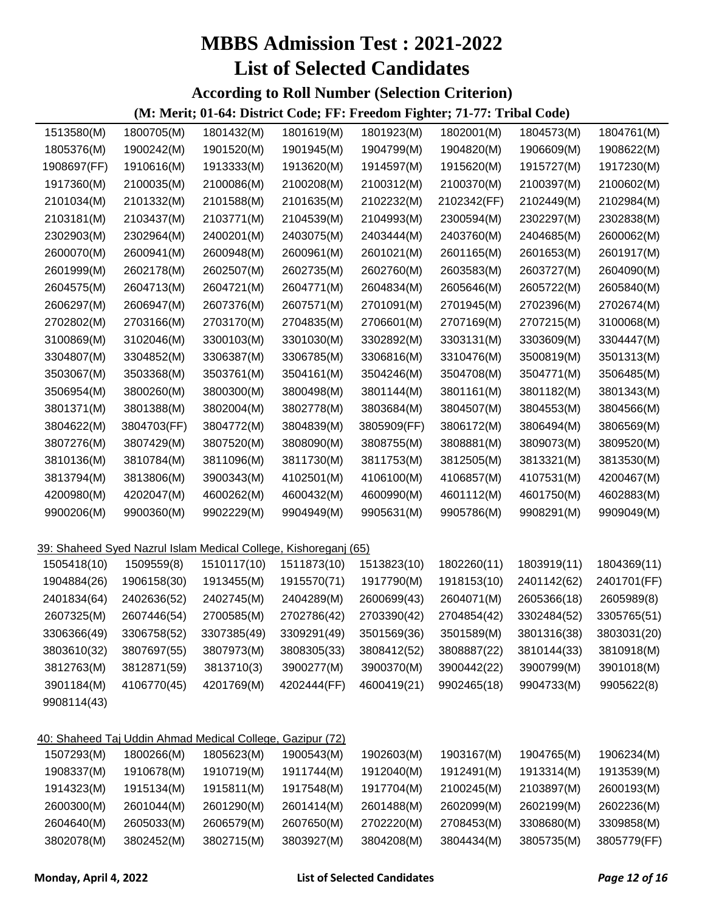# MBBS Admission Test : 2021-2022

# List of Selected Candidates

### According to Roll Number (Selection Criterion)

**(M: Merit; 01-64: District Code; FF: Freedom Fighter; 71-77: Tribal Code)**

| | | | | | | | |
|---|---|---|---|---|---|---|---|
| 1513580(M) | 1800705(M) | 1801432(M) | 1801619(M) | 1801923(M) | 1802001(M) | 1804573(M) | 1804761(M) |
| 1805376(M) | 1900242(M) | 1901520(M) | 1901945(M) | 1904799(M) | 1904820(M) | 1906609(M) | 1908622(M) |
| 1908697(FF) | 1910616(M) | 1913333(M) | 1913620(M) | 1914597(M) | 1915620(M) | 1915727(M) | 1917230(M) |
| 1917360(M) | 2100035(M) | 2100086(M) | 2100208(M) | 2100312(M) | 2100370(M) | 2100397(M) | 2100602(M) |
| 2101034(M) | 2101332(M) | 2101588(M) | 2101635(M) | 2102232(M) | 2102342(FF) | 2102449(M) | 2102984(M) |
| 2103181(M) | 2103437(M) | 2103771(M) | 2104539(M) | 2104993(M) | 2300594(M) | 2302297(M) | 2302838(M) |
| 2302903(M) | 2302964(M) | 2400201(M) | 2403075(M) | 2403444(M) | 2403760(M) | 2404685(M) | 2600062(M) |
| 2600070(M) | 2600941(M) | 2600948(M) | 2600961(M) | 2601021(M) | 2601165(M) | 2601653(M) | 2601917(M) |
| 2601999(M) | 2602178(M) | 2602507(M) | 2602735(M) | 2602760(M) | 2603583(M) | 2603727(M) | 2604090(M) |
| 2604575(M) | 2604713(M) | 2604721(M) | 2604771(M) | 2604834(M) | 2605646(M) | 2605722(M) | 2605840(M) |
| 2606297(M) | 2606947(M) | 2607376(M) | 2607571(M) | 2701091(M) | 2701945(M) | 2702396(M) | 2702674(M) |
| 2702802(M) | 2703166(M) | 2703170(M) | 2704835(M) | 2706601(M) | 2707169(M) | 2707215(M) | 3100068(M) |
| 3100869(M) | 3102046(M) | 3300103(M) | 3301030(M) | 3302892(M) | 3303131(M) | 3303609(M) | 3304447(M) |
| 3304807(M) | 3304852(M) | 3306387(M) | 3306785(M) | 3306816(M) | 3310476(M) | 3500819(M) | 3501313(M) |
| 3503067(M) | 3503368(M) | 3503761(M) | 3504161(M) | 3504246(M) | 3504708(M) | 3504771(M) | 3506485(M) |
| 3506954(M) | 3800260(M) | 3800300(M) | 3800498(M) | 3801144(M) | 3801161(M) | 3801182(M) | 3801343(M) |
| 3801371(M) | 3801388(M) | 3802004(M) | 3802778(M) | 3803684(M) | 3804507(M) | 3804553(M) | 3804566(M) |
| 3804622(M) | 3804703(FF) | 3804772(M) | 3804839(M) | 3805909(FF) | 3806172(M) | 3806494(M) | 3806569(M) |
| 3807276(M) | 3807429(M) | 3807520(M) | 3808090(M) | 3808755(M) | 3808881(M) | 3809073(M) | 3809520(M) |
| 3810136(M) | 3810784(M) | 3811096(M) | 3811730(M) | 3811753(M) | 3812505(M) | 3813321(M) | 3813530(M) |
| 3813794(M) | 3813806(M) | 3900343(M) | 4102501(M) | 4106100(M) | 4106857(M) | 4107531(M) | 4200467(M) |
| 4200980(M) | 4202047(M) | 4600262(M) | 4600432(M) | 4600990(M) | 4601112(M) | 4601750(M) | 4602883(M) |
| 9900206(M) | 9900360(M) | 9902229(M) | 9904949(M) | 9905631(M) | 9905786(M) | 9908291(M) | 9909049(M) |

39: Shaheed Syed Nazrul Islam Medical College, Kishoreganj (65)

| | | | | | | | |
|---|---|---|---|---|---|---|---|
| 1505418(10) | 1509559(8) | 1510117(10) | 1511873(10) | 1513823(10) | 1802260(11) | 1803919(11) | 1804369(11) |
| 1904884(26) | 1906158(30) | 1913455(M) | 1915570(71) | 1917790(M) | 1918153(10) | 2401142(62) | 2401701(FF) |
| 2401834(64) | 2402636(52) | 2402745(M) | 2404289(M) | 2600699(43) | 2604071(M) | 2605366(18) | 2605989(8) |
| 2607325(M) | 2607446(54) | 2700585(M) | 2702786(42) | 2703390(42) | 2704854(42) | 3302484(52) | 3305765(51) |
| 3306366(49) | 3306758(52) | 3307385(49) | 3309291(49) | 3501569(36) | 3501589(M) | 3801316(38) | 3803031(20) |
| 3803610(32) | 3807697(55) | 3807973(M) | 3808305(33) | 3808412(52) | 3808887(22) | 3810144(33) | 3810918(M) |
| 3812763(M) | 3812871(59) | 3813710(3) | 3900277(M) | 3900370(M) | 3900442(22) | 3900799(M) | 3901018(M) |
| 3901184(M) | 4106770(45) | 4201769(M) | 4202444(FF) | 4600419(21) | 9902465(18) | 9904733(M) | 9905622(8) |
| 9908114(43) | | | | | | | |

40: Shaheed Taj Uddin Ahmad Medical College, Gazipur (72)

| | | | | | | | |
|---|---|---|---|---|---|---|---|
| 1507293(M) | 1800266(M) | 1805623(M) | 1900543(M) | 1902603(M) | 1903167(M) | 1904765(M) | 1906234(M) |
| 1908337(M) | 1910678(M) | 1910719(M) | 1911744(M) | 1912040(M) | 1912491(M) | 1913314(M) | 1913539(M) |
| 1914323(M) | 1915134(M) | 1915811(M) | 1917548(M) | 1917704(M) | 2100245(M) | 2103897(M) | 2600193(M) |
| 2600300(M) | 2601044(M) | 2601290(M) | 2601414(M) | 2601488(M) | 2602099(M) | 2602199(M) | 2602236(M) |
| 2604640(M) | 2605033(M) | 2606579(M) | 2607650(M) | 2702220(M) | 2708453(M) | 3308680(M) | 3309858(M) |
| 3802078(M) | 3802452(M) | 3802715(M) | 3803927(M) | 3804208(M) | 3804434(M) | 3805735(M) | 3805779(FF) |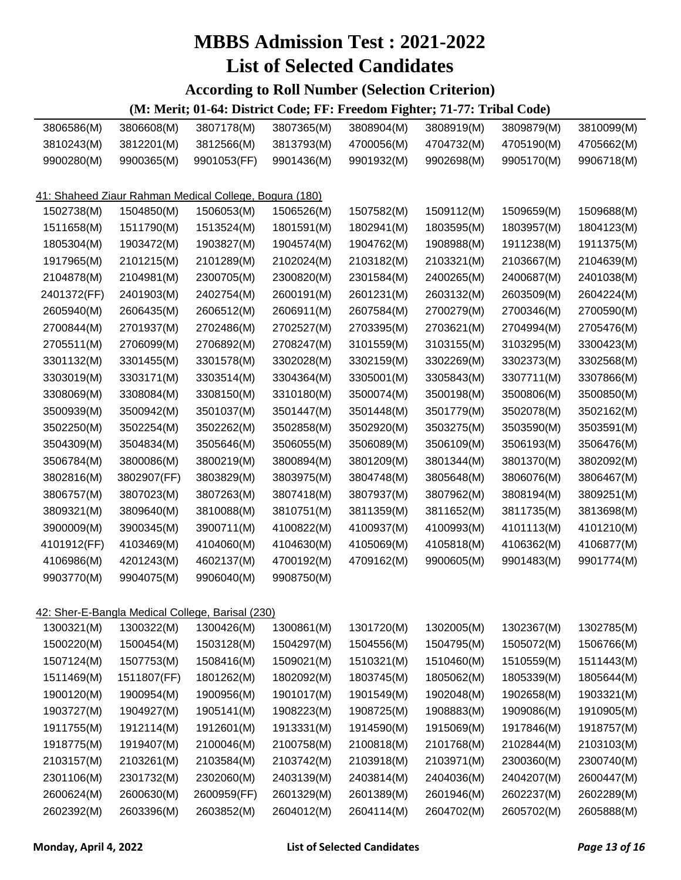# MBBS Admission Test : 2021-2022

# List of Selected Candidates

### According to Roll Number (Selection Criterion)

### (M: Merit; 01-64: District Code; FF: Freedom Fighter; 71-77: Tribal Code)

| | | | | | | | |
|---|---|---|---|---|---|---|---|
| 3806586(M) | 3806608(M) | 3807178(M) | 3807365(M) | 3808904(M) | 3808919(M) | 3809879(M) | 3810099(M) |
| 3810243(M) | 3812201(M) | 3812566(M) | 3813793(M) | 4700056(M) | 4704732(M) | 4705190(M) | 4705662(M) |
| 9900280(M) | 9900365(M) | 9901053(FF) | 9901436(M) | 9901932(M) | 9902698(M) | 9905170(M) | 9906718(M) |

41: Shaheed Ziaur Rahman Medical College, Bogura (180)

| | | | | | | | |
|---|---|---|---|---|---|---|---|
| 1502738(M) | 1504850(M) | 1506053(M) | 1506526(M) | 1507582(M) | 1509112(M) | 1509659(M) | 1509688(M) |
| 1511658(M) | 1511790(M) | 1513524(M) | 1801591(M) | 1802941(M) | 1803595(M) | 1803957(M) | 1804123(M) |
| 1805304(M) | 1903472(M) | 1903827(M) | 1904574(M) | 1904762(M) | 1908988(M) | 1911238(M) | 1911375(M) |
| 1917965(M) | 2101215(M) | 2101289(M) | 2102024(M) | 2103182(M) | 2103321(M) | 2103667(M) | 2104639(M) |
| 2104878(M) | 2104981(M) | 2300705(M) | 2300820(M) | 2301584(M) | 2400265(M) | 2400687(M) | 2401038(M) |
| 2401372(FF) | 2401903(M) | 2402754(M) | 2600191(M) | 2601231(M) | 2603132(M) | 2603509(M) | 2604224(M) |
| 2605940(M) | 2606435(M) | 2606512(M) | 2606911(M) | 2607584(M) | 2700279(M) | 2700346(M) | 2700590(M) |
| 2700844(M) | 2701937(M) | 2702486(M) | 2702527(M) | 2703395(M) | 2703621(M) | 2704994(M) | 2705476(M) |
| 2705511(M) | 2706099(M) | 2706892(M) | 2708247(M) | 3101559(M) | 3103155(M) | 3103295(M) | 3300423(M) |
| 3301132(M) | 3301455(M) | 3301578(M) | 3302028(M) | 3302159(M) | 3302269(M) | 3302373(M) | 3302568(M) |
| 3303019(M) | 3303171(M) | 3303514(M) | 3304364(M) | 3305001(M) | 3305843(M) | 3307711(M) | 3307866(M) |
| 3308069(M) | 3308084(M) | 3308150(M) | 3310180(M) | 3500074(M) | 3500198(M) | 3500806(M) | 3500850(M) |
| 3500939(M) | 3500942(M) | 3501037(M) | 3501447(M) | 3501448(M) | 3501779(M) | 3502078(M) | 3502162(M) |
| 3502250(M) | 3502254(M) | 3502262(M) | 3502858(M) | 3502920(M) | 3503275(M) | 3503590(M) | 3503591(M) |
| 3504309(M) | 3504834(M) | 3505646(M) | 3506055(M) | 3506089(M) | 3506109(M) | 3506193(M) | 3506476(M) |
| 3506784(M) | 3800086(M) | 3800219(M) | 3800894(M) | 3801209(M) | 3801344(M) | 3801370(M) | 3802092(M) |
| 3802816(M) | 3802907(FF) | 3803829(M) | 3803975(M) | 3804748(M) | 3805648(M) | 3806076(M) | 3806467(M) |
| 3806757(M) | 3807023(M) | 3807263(M) | 3807418(M) | 3807937(M) | 3807962(M) | 3808194(M) | 3809251(M) |
| 3809321(M) | 3809640(M) | 3810088(M) | 3810751(M) | 3811359(M) | 3811652(M) | 3811735(M) | 3813698(M) |
| 3900009(M) | 3900345(M) | 3900711(M) | 4100822(M) | 4100937(M) | 4100993(M) | 4101113(M) | 4101210(M) |
| 4101912(FF) | 4103469(M) | 4104060(M) | 4104630(M) | 4105069(M) | 4105818(M) | 4106362(M) | 4106877(M) |
| 4106986(M) | 4201243(M) | 4602137(M) | 4700192(M) | 4709162(M) | 9900605(M) | 9901483(M) | 9901774(M) |
| 9903770(M) | 9904075(M) | 9906040(M) | 9908750(M) | | | | |

42: Sher-E-Bangla Medical College, Barisal (230)

| | | | | | | | |
|---|---|---|---|---|---|---|---|
| 1300321(M) | 1300322(M) | 1300426(M) | 1300861(M) | 1301720(M) | 1302005(M) | 1302367(M) | 1302785(M) |
| 1500220(M) | 1500454(M) | 1503128(M) | 1504297(M) | 1504556(M) | 1504795(M) | 1505072(M) | 1506766(M) |
| 1507124(M) | 1507753(M) | 1508416(M) | 1509021(M) | 1510321(M) | 1510460(M) | 1510559(M) | 1511443(M) |
| 1511469(M) | 1511807(FF) | 1801262(M) | 1802092(M) | 1803745(M) | 1805062(M) | 1805339(M) | 1805644(M) |
| 1900120(M) | 1900954(M) | 1900956(M) | 1901017(M) | 1901549(M) | 1902048(M) | 1902658(M) | 1903321(M) |
| 1903727(M) | 1904927(M) | 1905141(M) | 1908223(M) | 1908725(M) | 1908883(M) | 1909086(M) | 1910905(M) |
| 1911755(M) | 1912114(M) | 1912601(M) | 1913331(M) | 1914590(M) | 1915069(M) | 1917846(M) | 1918757(M) |
| 1918775(M) | 1919407(M) | 2100046(M) | 2100758(M) | 2100818(M) | 2101768(M) | 2102844(M) | 2103103(M) |
| 2103157(M) | 2103261(M) | 2103584(M) | 2103742(M) | 2103918(M) | 2103971(M) | 2300360(M) | 2300740(M) |
| 2301106(M) | 2301732(M) | 2302060(M) | 2403139(M) | 2403814(M) | 2404036(M) | 2404207(M) | 2600447(M) |
| 2600624(M) | 2600630(M) | 2600959(FF) | 2601329(M) | 2601389(M) | 2601946(M) | 2602237(M) | 2602289(M) |
| 2602392(M) | 2603396(M) | 2603852(M) | 2604012(M) | 2604114(M) | 2604702(M) | 2605702(M) | 2605888(M) |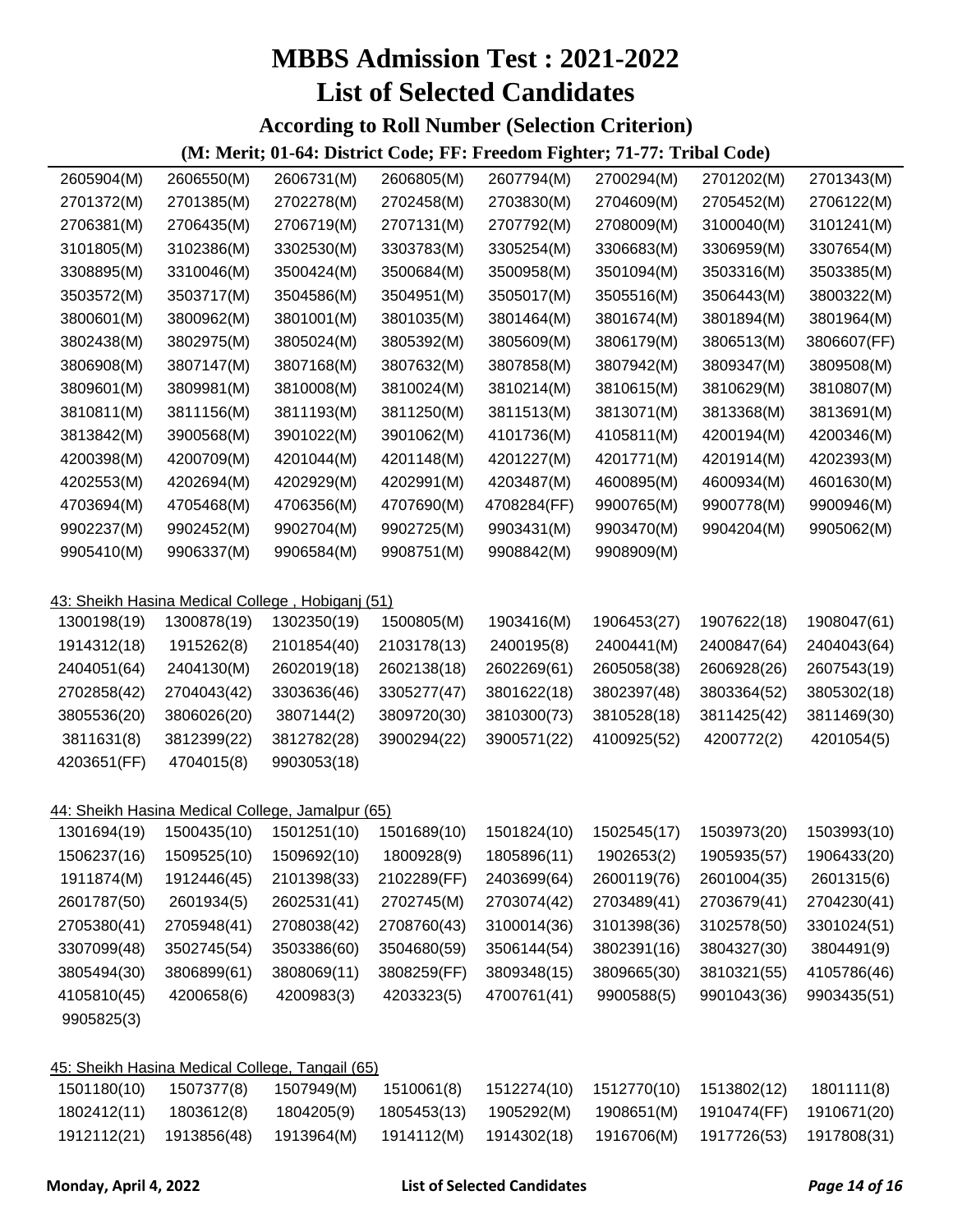# MBBS Admission Test : 2021-2022

# List of Selected Candidates

### According to Roll Number (Selection Criterion)

**(M: Merit; 01-64: District Code; FF: Freedom Fighter; 71-77: Tribal Code)**

| | | | | | | | |
|---|---|---|---|---|---|---|---|
| 2605904(M) | 2606550(M) | 2606731(M) | 2606805(M) | 2607794(M) | 2700294(M) | 2701202(M) | 2701343(M) |
| 2701372(M) | 2701385(M) | 2702278(M) | 2702458(M) | 2703830(M) | 2704609(M) | 2705452(M) | 2706122(M) |
| 2706381(M) | 2706435(M) | 2706719(M) | 2707131(M) | 2707792(M) | 2708009(M) | 3100040(M) | 3101241(M) |
| 3101805(M) | 3102386(M) | 3302530(M) | 3303783(M) | 3305254(M) | 3306683(M) | 3306959(M) | 3307654(M) |
| 3308895(M) | 3310046(M) | 3500424(M) | 3500684(M) | 3500958(M) | 3501094(M) | 3503316(M) | 3503385(M) |
| 3503572(M) | 3503717(M) | 3504586(M) | 3504951(M) | 3505017(M) | 3505516(M) | 3506443(M) | 3800322(M) |
| 3800601(M) | 3800962(M) | 3801001(M) | 3801035(M) | 3801464(M) | 3801674(M) | 3801894(M) | 3801964(M) |
| 3802438(M) | 3802975(M) | 3805024(M) | 3805392(M) | 3805609(M) | 3806179(M) | 3806513(M) | 3806607(FF) |
| 3806908(M) | 3807147(M) | 3807168(M) | 3807632(M) | 3807858(M) | 3807942(M) | 3809347(M) | 3809508(M) |
| 3809601(M) | 3809981(M) | 3810008(M) | 3810024(M) | 3810214(M) | 3810615(M) | 3810629(M) | 3810807(M) |
| 3810811(M) | 3811156(M) | 3811193(M) | 3811250(M) | 3811513(M) | 3813071(M) | 3813368(M) | 3813691(M) |
| 3813842(M) | 3900568(M) | 3901022(M) | 3901062(M) | 4101736(M) | 4105811(M) | 4200194(M) | 4200346(M) |
| 4200398(M) | 4200709(M) | 4201044(M) | 4201148(M) | 4201227(M) | 4201771(M) | 4201914(M) | 4202393(M) |
| 4202553(M) | 4202694(M) | 4202929(M) | 4202991(M) | 4203487(M) | 4600895(M) | 4600934(M) | 4601630(M) |
| 4703694(M) | 4705468(M) | 4706356(M) | 4707690(M) | 4708284(FF) | 9900765(M) | 9900778(M) | 9900946(M) |
| 9902237(M) | 9902452(M) | 9902704(M) | 9902725(M) | 9903431(M) | 9903470(M) | 9904204(M) | 9905062(M) |
| 9905410(M) | 9906337(M) | 9906584(M) | 9908751(M) | 9908842(M) | 9908909(M) | | |

43: Sheikh Hasina Medical College , Hobiganj (51)

| | | | | | | | |
|---|---|---|---|---|---|---|---|
| 1300198(19) | 1300878(19) | 1302350(19) | 1500805(M) | 1903416(M) | 1906453(27) | 1907622(18) | 1908047(61) |
| 1914312(18) | 1915262(8) | 2101854(40) | 2103178(13) | 2400195(8) | 2400441(M) | 2400847(64) | 2404043(64) |
| 2404051(64) | 2404130(M) | 2602019(18) | 2602138(18) | 2602269(61) | 2605058(38) | 2606928(26) | 2607543(19) |
| 2702858(42) | 2704043(42) | 3303636(46) | 3305277(47) | 3801622(18) | 3802397(48) | 3803364(52) | 3805302(18) |
| 3805536(20) | 3806026(20) | 3807144(2) | 3809720(30) | 3810300(73) | 3810528(18) | 3811425(42) | 3811469(30) |
| 3811631(8) | 3812399(22) | 3812782(28) | 3900294(22) | 3900571(22) | 4100925(52) | 4200772(2) | 4201054(5) |
| 4203651(FF) | 4704015(8) | 9903053(18) | | | | | |

44: Sheikh Hasina Medical College, Jamalpur (65)

| | | | | | | | |
|---|---|---|---|---|---|---|---|
| 1301694(19) | 1500435(10) | 1501251(10) | 1501689(10) | 1501824(10) | 1502545(17) | 1503973(20) | 1503993(10) |
| 1506237(16) | 1509525(10) | 1509692(10) | 1800928(9) | 1805896(11) | 1902653(2) | 1905935(57) | 1906433(20) |
| 1911874(M) | 1912446(45) | 2101398(33) | 2102289(FF) | 2403699(64) | 2600119(76) | 2601004(35) | 2601315(6) |
| 2601787(50) | 2601934(5) | 2602531(41) | 2702745(M) | 2703074(42) | 2703489(41) | 2703679(41) | 2704230(41) |
| 2705380(41) | 2705948(41) | 2708038(42) | 2708760(43) | 3100014(36) | 3101398(36) | 3102578(50) | 3301024(51) |
| 3307099(48) | 3502745(54) | 3503386(60) | 3504680(59) | 3506144(54) | 3802391(16) | 3804327(30) | 3804491(9) |
| 3805494(30) | 3806899(61) | 3808069(11) | 3808259(FF) | 3809348(15) | 3809665(30) | 3810321(55) | 4105786(46) |
| 4105810(45) | 4200658(6) | 4200983(3) | 4203323(5) | 4700761(41) | 9900588(5) | 9901043(36) | 9903435(51) |
| 9905825(3) | | | | | | | |

45: Sheikh Hasina Medical College, Tangail (65)

| | | | | | | | |
|---|---|---|---|---|---|---|---|
| 1501180(10) | 1507377(8) | 1507949(M) | 1510061(8) | 1512274(10) | 1512770(10) | 1513802(12) | 1801111(8) |
| 1802412(11) | 1803612(8) | 1804205(9) | 1805453(13) | 1905292(M) | 1908651(M) | 1910474(FF) | 1910671(20) |
| 1912112(21) | 1913856(48) | 1913964(M) | 1914112(M) | 1914302(18) | 1916706(M) | 1917726(53) | 1917808(31) |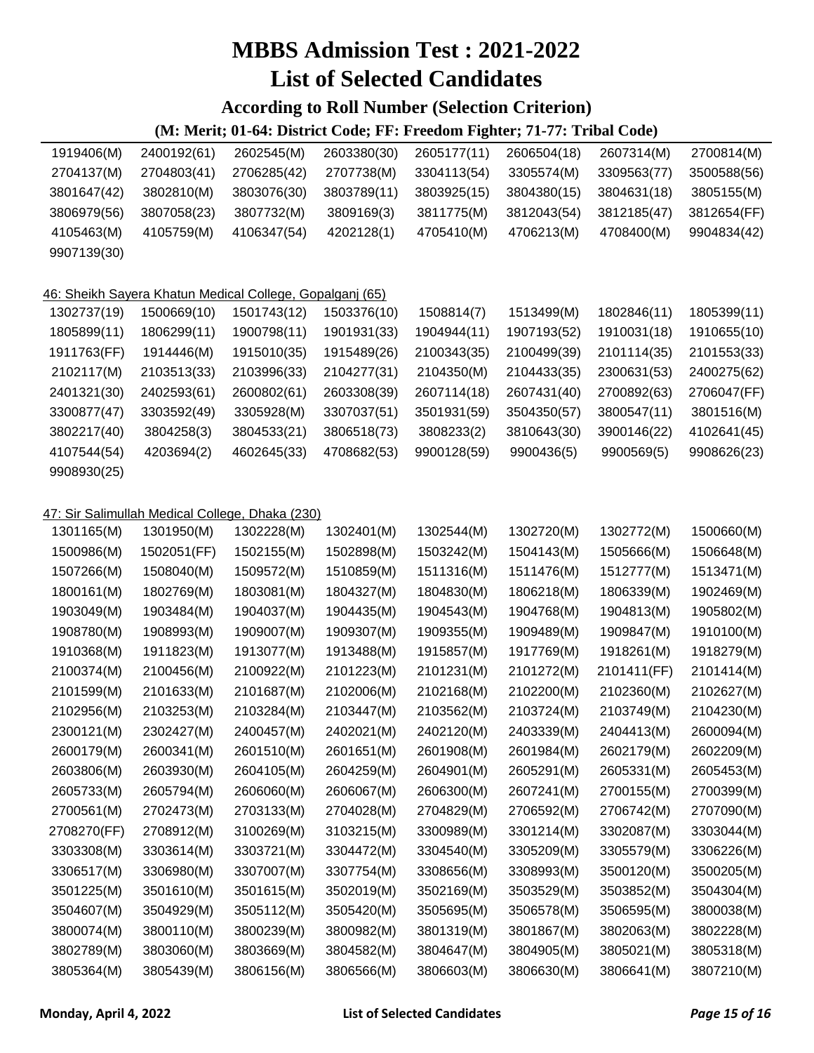# MBBS Admission Test : 2021-2022

# List of Selected Candidates

### According to Roll Number (Selection Criterion)

#### (M: Merit; 01-64: District Code; FF: Freedom Fighter; 71-77: Tribal Code)

| | | | | | | | |
|---|---|---|---|---|---|---|---|
| 1919406(M) | 2400192(61) | 2602545(M) | 2603380(30) | 2605177(11) | 2606504(18) | 2607314(M) | 2700814(M) |
| 2704137(M) | 2704803(41) | 2706285(42) | 2707738(M) | 3304113(54) | 3305574(M) | 3309563(77) | 3500588(56) |
| 3801647(42) | 3802810(M) | 3803076(30) | 3803789(11) | 3803925(15) | 3804380(15) | 3804631(18) | 3805155(M) |
| 3806979(56) | 3807058(23) | 3807732(M) | 3809169(3) | 3811775(M) | 3812043(54) | 3812185(47) | 3812654(FF) |
| 4105463(M) | 4105759(M) | 4106347(54) | 4202128(1) | 4705410(M) | 4706213(M) | 4708400(M) | 9904834(42) |
| 9907139(30) | | | | | | | |

46: Sheikh Sayera Khatun Medical College, Gopalganj (65)

| | | | | | | | |
|---|---|---|---|---|---|---|---|
| 1302737(19) | 1500669(10) | 1501743(12) | 1503376(10) | 1508814(7) | 1513499(M) | 1802846(11) | 1805399(11) |
| 1805899(11) | 1806299(11) | 1900798(11) | 1901931(33) | 1904944(11) | 1907193(52) | 1910031(18) | 1910655(10) |
| 1911763(FF) | 1914446(M) | 1915010(35) | 1915489(26) | 2100343(35) | 2100499(39) | 2101114(35) | 2101553(33) |
| 2102117(M) | 2103513(33) | 2103996(33) | 2104277(31) | 2104350(M) | 2104433(35) | 2300631(53) | 2400275(62) |
| 2401321(30) | 2402593(61) | 2600802(61) | 2603308(39) | 2607114(18) | 2607431(40) | 2700892(63) | 2706047(FF) |
| 3300877(47) | 3303592(49) | 3305928(M) | 3307037(51) | 3501931(59) | 3504350(57) | 3800547(11) | 3801516(M) |
| 3802217(40) | 3804258(3) | 3804533(21) | 3806518(73) | 3808233(2) | 3810643(30) | 3900146(22) | 4102641(45) |
| 4107544(54) | 4203694(2) | 4602645(33) | 4708682(53) | 9900128(59) | 9900436(5) | 9900569(5) | 9908626(23) |
| 9908930(25) | | | | | | | |

47: Sir Salimullah Medical College, Dhaka (230)

| | | | | | | | |
|---|---|---|---|---|---|---|---|
| 1301165(M) | 1301950(M) | 1302228(M) | 1302401(M) | 1302544(M) | 1302720(M) | 1302772(M) | 1500660(M) |
| 1500986(M) | 1502051(FF) | 1502155(M) | 1502898(M) | 1503242(M) | 1504143(M) | 1505666(M) | 1506648(M) |
| 1507266(M) | 1508040(M) | 1509572(M) | 1510859(M) | 1511316(M) | 1511476(M) | 1512777(M) | 1513471(M) |
| 1800161(M) | 1802769(M) | 1803081(M) | 1804327(M) | 1804830(M) | 1806218(M) | 1806339(M) | 1902469(M) |
| 1903049(M) | 1903484(M) | 1904037(M) | 1904435(M) | 1904543(M) | 1904768(M) | 1904813(M) | 1905802(M) |
| 1908780(M) | 1908993(M) | 1909007(M) | 1909307(M) | 1909355(M) | 1909489(M) | 1909847(M) | 1910100(M) |
| 1910368(M) | 1911823(M) | 1913077(M) | 1913488(M) | 1915857(M) | 1917769(M) | 1918261(M) | 1918279(M) |
| 2100374(M) | 2100456(M) | 2100922(M) | 2101223(M) | 2101231(M) | 2101272(M) | 2101411(FF) | 2101414(M) |
| 2101599(M) | 2101633(M) | 2101687(M) | 2102006(M) | 2102168(M) | 2102200(M) | 2102360(M) | 2102627(M) |
| 2102956(M) | 2103253(M) | 2103284(M) | 2103447(M) | 2103562(M) | 2103724(M) | 2103749(M) | 2104230(M) |
| 2300121(M) | 2302427(M) | 2400457(M) | 2402021(M) | 2402120(M) | 2403339(M) | 2404413(M) | 2600094(M) |
| 2600179(M) | 2600341(M) | 2601510(M) | 2601651(M) | 2601908(M) | 2601984(M) | 2602179(M) | 2602209(M) |
| 2603806(M) | 2603930(M) | 2604105(M) | 2604259(M) | 2604901(M) | 2605291(M) | 2605331(M) | 2605453(M) |
| 2605733(M) | 2605794(M) | 2606060(M) | 2606067(M) | 2606300(M) | 2607241(M) | 2700155(M) | 2700399(M) |
| 2700561(M) | 2702473(M) | 2703133(M) | 2704028(M) | 2704829(M) | 2706592(M) | 2706742(M) | 2707090(M) |
| 2708270(FF) | 2708912(M) | 3100269(M) | 3103215(M) | 3300989(M) | 3301214(M) | 3302087(M) | 3303044(M) |
| 3303308(M) | 3303614(M) | 3303721(M) | 3304472(M) | 3304540(M) | 3305209(M) | 3305579(M) | 3306226(M) |
| 3306517(M) | 3306980(M) | 3307007(M) | 3307754(M) | 3308656(M) | 3308993(M) | 3500120(M) | 3500205(M) |
| 3501225(M) | 3501610(M) | 3501615(M) | 3502019(M) | 3502169(M) | 3503529(M) | 3503852(M) | 3504304(M) |
| 3504607(M) | 3504929(M) | 3505112(M) | 3505420(M) | 3505695(M) | 3506578(M) | 3506595(M) | 3800038(M) |
| 3800074(M) | 3800110(M) | 3800239(M) | 3800982(M) | 3801319(M) | 3801867(M) | 3802063(M) | 3802228(M) |
| 3802789(M) | 3803060(M) | 3803669(M) | 3804582(M) | 3804647(M) | 3804905(M) | 3805021(M) | 3805318(M) |
| 3805364(M) | 3805439(M) | 3806156(M) | 3806566(M) | 3806603(M) | 3806630(M) | 3806641(M) | 3807210(M) |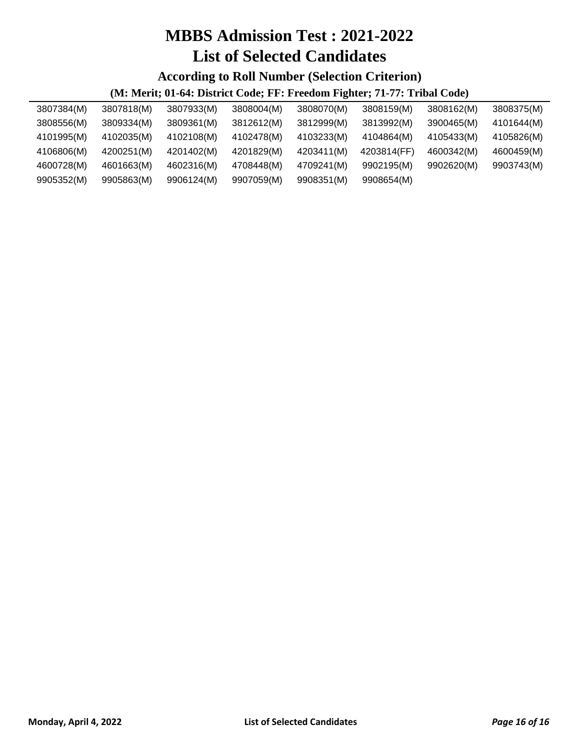# MBBS Admission Test : 2021-2022

# List of Selected Candidates

### According to Roll Number (Selection Criterion)

#### (M: Merit; 01-64: District Code; FF: Freedom Fighter; 71-77: Tribal Code)

| | | | | | | | |
|---|---|---|---|---|---|---|---|
| 3807384(M) | 3807818(M) | 3807933(M) | 3808004(M) | 3808070(M) | 3808159(M) | 3808162(M) | 3808375(M) |
| 3808556(M) | 3809334(M) | 3809361(M) | 3812612(M) | 3812999(M) | 3813992(M) | 3900465(M) | 4101644(M) |
| 4101995(M) | 4102035(M) | 4102108(M) | 4102478(M) | 4103233(M) | 4104864(M) | 4105433(M) | 4105826(M) |
| 4106806(M) | 4200251(M) | 4201402(M) | 4201829(M) | 4203411(M) | 4203814(FF) | 4600342(M) | 4600459(M) |
| 4600728(M) | 4601663(M) | 4602316(M) | 4708448(M) | 4709241(M) | 9902195(M) | 9902620(M) | 9903743(M) |
| 9905352(M) | 9905863(M) | 9906124(M) | 9907059(M) | 9908351(M) | 9908654(M) | | |